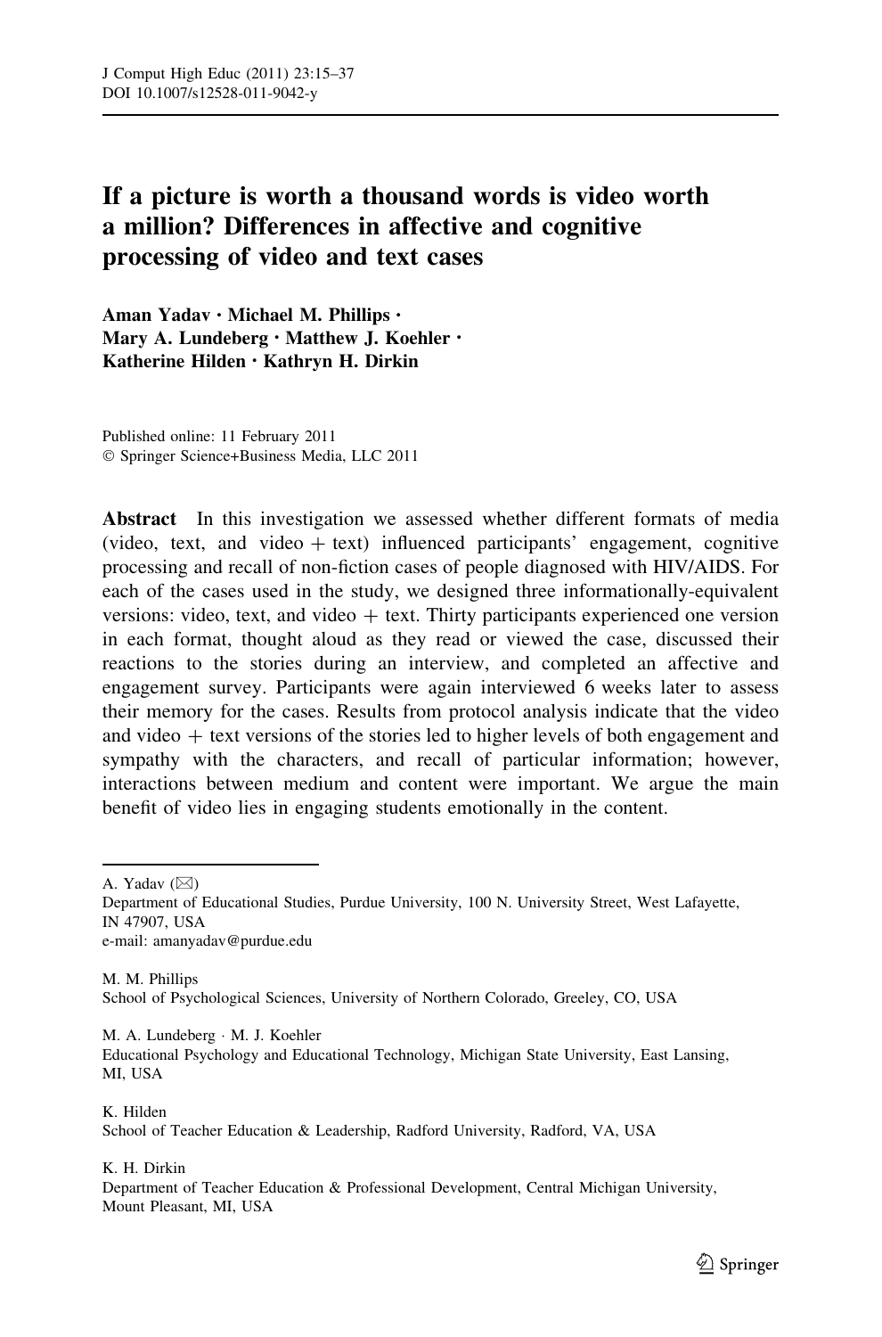# If a picture is worth a thousand words is video worth a million? Differences in affective and cognitive processing of video and text cases

**Aman Yadav · Michael M. Phillips · Mary A. Lundeberg · Matthew J. Koehler · Katherine Hilden · Kathryn H. Dirkin**

Published online: 11 February 2011
© Springer Science+Business Media, LLC 2011

**Abstract** In this investigation we assessed whether different formats of media (video, text, and video + text) influenced participants' engagement, cognitive processing and recall of non-fiction cases of people diagnosed with HIV/AIDS. For each of the cases used in the study, we designed three informationally-equivalent versions: video, text, and video + text. Thirty participants experienced one version in each format, thought aloud as they read or viewed the case, discussed their reactions to the stories during an interview, and completed an affective and engagement survey. Participants were again interviewed 6 weeks later to assess their memory for the cases. Results from protocol analysis indicate that the video and video + text versions of the stories led to higher levels of both engagement and sympathy with the characters, and recall of particular information; however, interactions between medium and content were important. We argue the main benefit of video lies in engaging students emotionally in the content.

---

A. Yadav (✉)
Department of Educational Studies, Purdue University, 100 N. University Street, West Lafayette, IN 47907, USA
e-mail: amanyadav@purdue.edu

M. M. Phillips
School of Psychological Sciences, University of Northern Colorado, Greeley, CO, USA

M. A. Lundeberg · M. J. Koehler
Educational Psychology and Educational Technology, Michigan State University, East Lansing, MI, USA

K. Hilden
School of Teacher Education & Leadership, Radford University, Radford, VA, USA

K. H. Dirkin
Department of Teacher Education & Professional Development, Central Michigan University, Mount Pleasant, MI, USA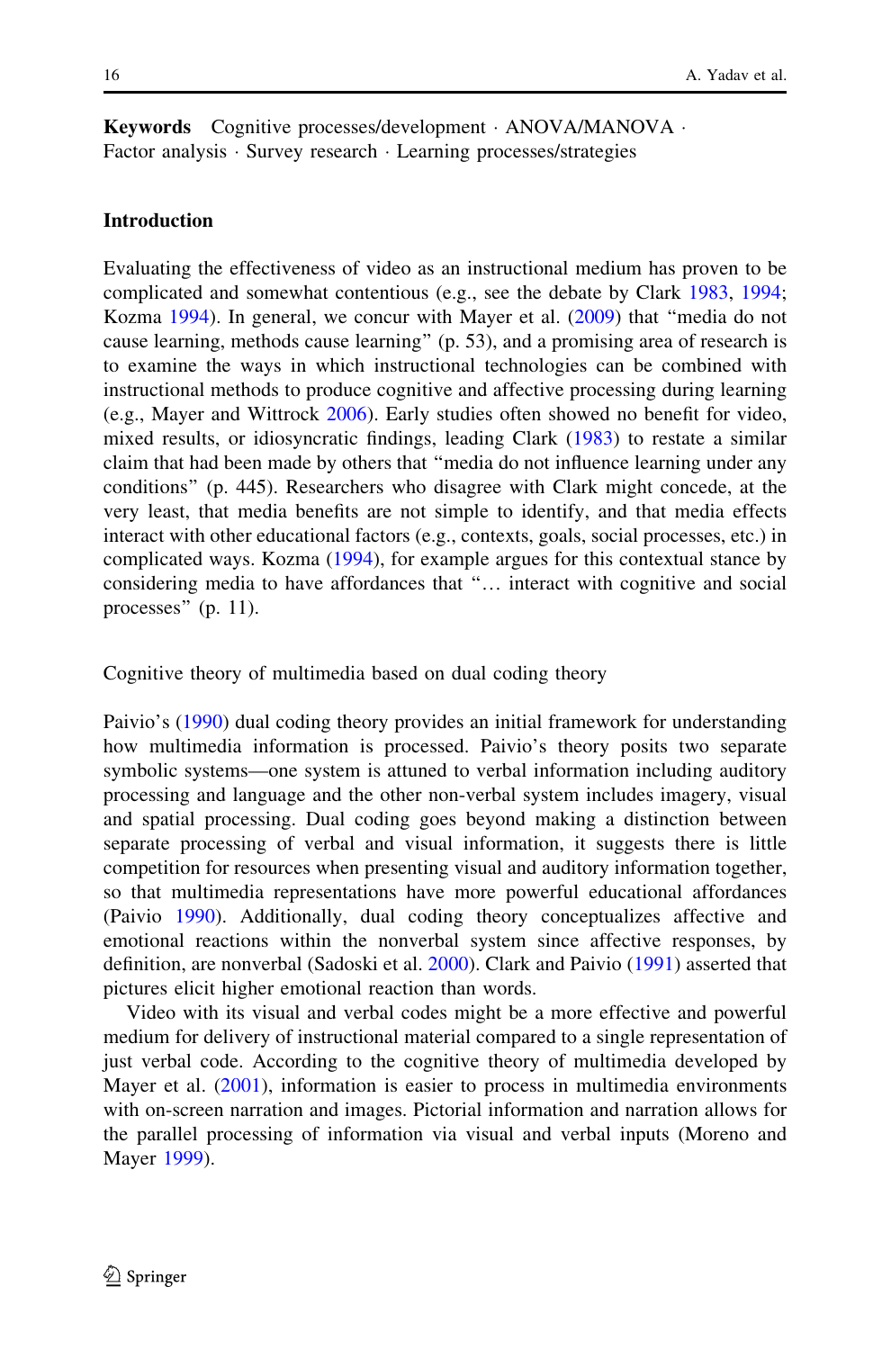**Keywords** Cognitive processes/development · ANOVA/MANOVA · Factor analysis · Survey research · Learning processes/strategies

## Introduction

Evaluating the effectiveness of video as an instructional medium has proven to be complicated and somewhat contentious (e.g., see the debate by Clark 1983, 1994; Kozma 1994). In general, we concur with Mayer et al. (2009) that "media do not cause learning, methods cause learning" (p. 53), and a promising area of research is to examine the ways in which instructional technologies can be combined with instructional methods to produce cognitive and affective processing during learning (e.g., Mayer and Wittrock 2006). Early studies often showed no benefit for video, mixed results, or idiosyncratic findings, leading Clark (1983) to restate a similar claim that had been made by others that "media do not influence learning under any conditions" (p. 445). Researchers who disagree with Clark might concede, at the very least, that media benefits are not simple to identify, and that media effects interact with other educational factors (e.g., contexts, goals, social processes, etc.) in complicated ways. Kozma (1994), for example argues for this contextual stance by considering media to have affordances that "… interact with cognitive and social processes" (p. 11).

### Cognitive theory of multimedia based on dual coding theory

Paivio's (1990) dual coding theory provides an initial framework for understanding how multimedia information is processed. Paivio's theory posits two separate symbolic systems—one system is attuned to verbal information including auditory processing and language and the other non-verbal system includes imagery, visual and spatial processing. Dual coding goes beyond making a distinction between separate processing of verbal and visual information, it suggests there is little competition for resources when presenting visual and auditory information together, so that multimedia representations have more powerful educational affordances (Paivio 1990). Additionally, dual coding theory conceptualizes affective and emotional reactions within the nonverbal system since affective responses, by definition, are nonverbal (Sadoski et al. 2000). Clark and Paivio (1991) asserted that pictures elicit higher emotional reaction than words.

Video with its visual and verbal codes might be a more effective and powerful medium for delivery of instructional material compared to a single representation of just verbal code. According to the cognitive theory of multimedia developed by Mayer et al. (2001), information is easier to process in multimedia environments with on-screen narration and images. Pictorial information and narration allows for the parallel processing of information via visual and verbal inputs (Moreno and Mayer 1999).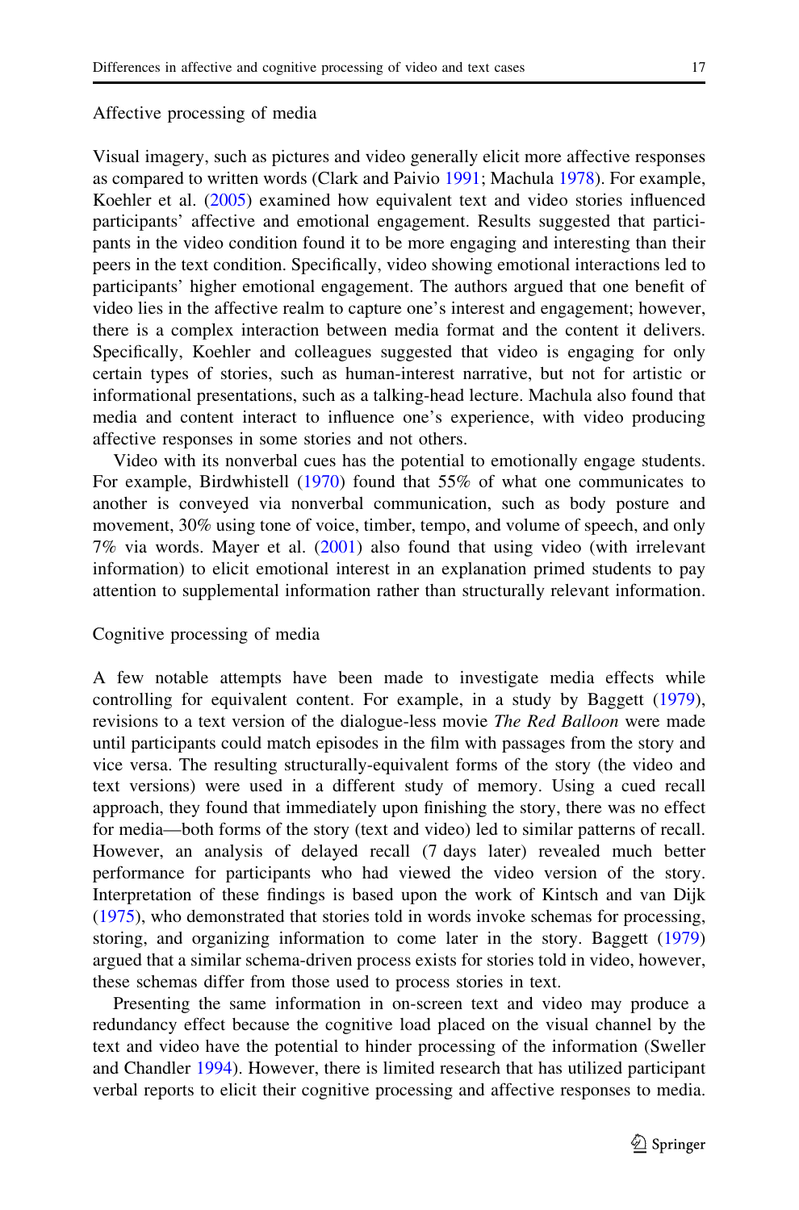### Affective processing of media

Visual imagery, such as pictures and video generally elicit more affective responses as compared to written words (Clark and Paivio 1991; Machula 1978). For example, Koehler et al. (2005) examined how equivalent text and video stories influenced participants' affective and emotional engagement. Results suggested that participants in the video condition found it to be more engaging and interesting than their peers in the text condition. Specifically, video showing emotional interactions led to participants' higher emotional engagement. The authors argued that one benefit of video lies in the affective realm to capture one's interest and engagement; however, there is a complex interaction between media format and the content it delivers. Specifically, Koehler and colleagues suggested that video is engaging for only certain types of stories, such as human-interest narrative, but not for artistic or informational presentations, such as a talking-head lecture. Machula also found that media and content interact to influence one's experience, with video producing affective responses in some stories and not others.

Video with its nonverbal cues has the potential to emotionally engage students. For example, Birdwhistell (1970) found that 55% of what one communicates to another is conveyed via nonverbal communication, such as body posture and movement, 30% using tone of voice, timber, tempo, and volume of speech, and only 7% via words. Mayer et al. (2001) also found that using video (with irrelevant information) to elicit emotional interest in an explanation primed students to pay attention to supplemental information rather than structurally relevant information.

### Cognitive processing of media

A few notable attempts have been made to investigate media effects while controlling for equivalent content. For example, in a study by Baggett (1979), revisions to a text version of the dialogue-less movie *The Red Balloon* were made until participants could match episodes in the film with passages from the story and vice versa. The resulting structurally-equivalent forms of the story (the video and text versions) were used in a different study of memory. Using a cued recall approach, they found that immediately upon finishing the story, there was no effect for media—both forms of the story (text and video) led to similar patterns of recall. However, an analysis of delayed recall (7 days later) revealed much better performance for participants who had viewed the video version of the story. Interpretation of these findings is based upon the work of Kintsch and van Dijk (1975), who demonstrated that stories told in words invoke schemas for processing, storing, and organizing information to come later in the story. Baggett (1979) argued that a similar schema-driven process exists for stories told in video, however, these schemas differ from those used to process stories in text.

Presenting the same information in on-screen text and video may produce a redundancy effect because the cognitive load placed on the visual channel by the text and video have the potential to hinder processing of the information (Sweller and Chandler 1994). However, there is limited research that has utilized participant verbal reports to elicit their cognitive processing and affective responses to media.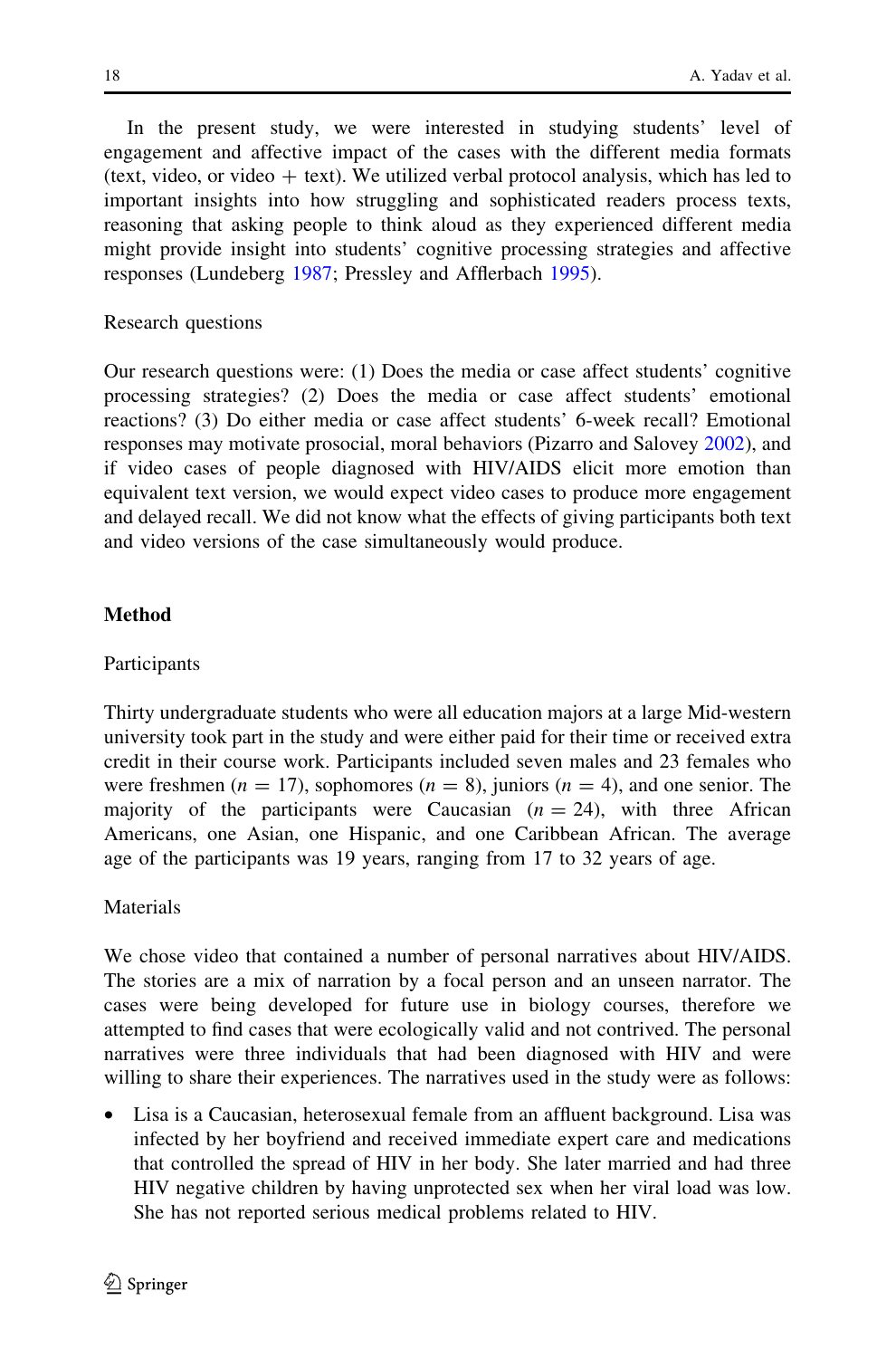In the present study, we were interested in studying students' level of engagement and affective impact of the cases with the different media formats (text, video, or video + text). We utilized verbal protocol analysis, which has led to important insights into how struggling and sophisticated readers process texts, reasoning that asking people to think aloud as they experienced different media might provide insight into students' cognitive processing strategies and affective responses (Lundeberg 1987; Pressley and Afflerbach 1995).

### Research questions

Our research questions were: (1) Does the media or case affect students' cognitive processing strategies? (2) Does the media or case affect students' emotional reactions? (3) Do either media or case affect students' 6-week recall? Emotional responses may motivate prosocial, moral behaviors (Pizarro and Salovey 2002), and if video cases of people diagnosed with HIV/AIDS elicit more emotion than equivalent text version, we would expect video cases to produce more engagement and delayed recall. We did not know what the effects of giving participants both text and video versions of the case simultaneously would produce.

## Method

### Participants

Thirty undergraduate students who were all education majors at a large Mid-western university took part in the study and were either paid for their time or received extra credit in their course work. Participants included seven males and 23 females who were freshmen ($n = 17$), sophomores ($n = 8$), juniors ($n = 4$), and one senior. The majority of the participants were Caucasian ($n = 24$), with three African Americans, one Asian, one Hispanic, and one Caribbean African. The average age of the participants was 19 years, ranging from 17 to 32 years of age.

### Materials

We chose video that contained a number of personal narratives about HIV/AIDS. The stories are a mix of narration by a focal person and an unseen narrator. The cases were being developed for future use in biology courses, therefore we attempted to find cases that were ecologically valid and not contrived. The personal narratives were three individuals that had been diagnosed with HIV and were willing to share their experiences. The narratives used in the study were as follows:

- Lisa is a Caucasian, heterosexual female from an affluent background. Lisa was infected by her boyfriend and received immediate expert care and medications that controlled the spread of HIV in her body. She later married and had three HIV negative children by having unprotected sex when her viral load was low. She has not reported serious medical problems related to HIV.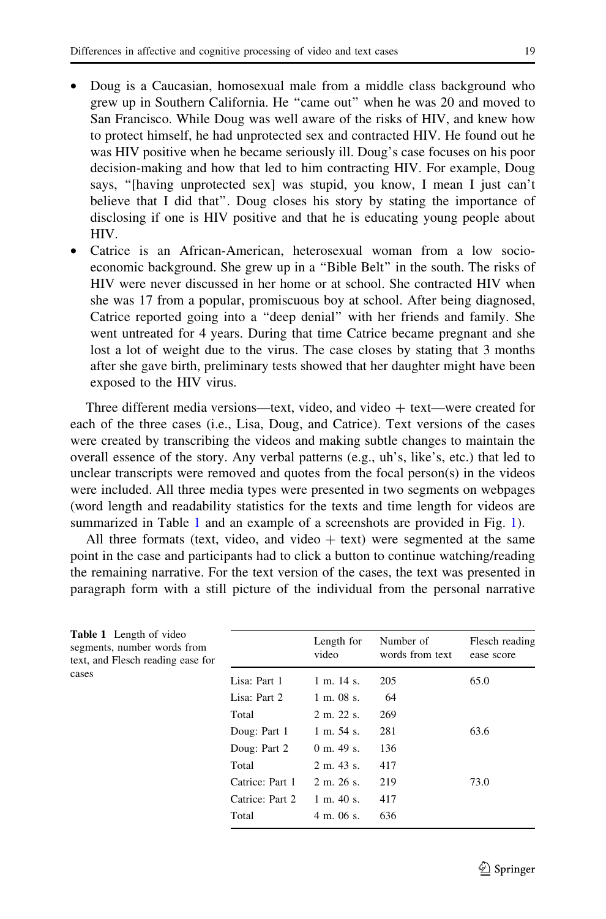- Doug is a Caucasian, homosexual male from a middle class background who grew up in Southern California. He "came out" when he was 20 and moved to San Francisco. While Doug was well aware of the risks of HIV, and knew how to protect himself, he had unprotected sex and contracted HIV. He found out he was HIV positive when he became seriously ill. Doug's case focuses on his poor decision-making and how that led to him contracting HIV. For example, Doug says, "[having unprotected sex] was stupid, you know, I mean I just can't believe that I did that". Doug closes his story by stating the importance of disclosing if one is HIV positive and that he is educating young people about HIV.
- Catrice is an African-American, heterosexual woman from a low socio-economic background. She grew up in a "Bible Belt" in the south. The risks of HIV were never discussed in her home or at school. She contracted HIV when she was 17 from a popular, promiscuous boy at school. After being diagnosed, Catrice reported going into a "deep denial" with her friends and family. She went untreated for 4 years. During that time Catrice became pregnant and she lost a lot of weight due to the virus. The case closes by stating that 3 months after she gave birth, preliminary tests showed that her daughter might have been exposed to the HIV virus.

Three different media versions—text, video, and video + text—were created for each of the three cases (i.e., Lisa, Doug, and Catrice). Text versions of the cases were created by transcribing the videos and making subtle changes to maintain the overall essence of the story. Any verbal patterns (e.g., uh's, like's, etc.) that led to unclear transcripts were removed and quotes from the focal person(s) in the videos were included. All three media types were presented in two segments on webpages (word length and readability statistics for the texts and time length for videos are summarized in Table 1 and an example of a screenshots are provided in Fig. 1).

All three formats (text, video, and video + text) were segmented at the same point in the case and participants had to click a button to continue watching/reading the remaining narrative. For the text version of the cases, the text was presented in paragraph form with a still picture of the individual from the personal narrative

**Table 1** Length of video segments, number words from text, and Flesch reading ease for cases

| | Length for video | Number of words from text | Flesch reading ease score |
|---|---|---|---|
| Lisa: Part 1 | 1 m. 14 s. | 205 | 65.0 |
| Lisa: Part 2 | 1 m. 08 s. | 64 | |
| Total | 2 m. 22 s. | 269 | |
| Doug: Part 1 | 1 m. 54 s. | 281 | 63.6 |
| Doug: Part 2 | 0 m. 49 s. | 136 | |
| Total | 2 m. 43 s. | 417 | |
| Catrice: Part 1 | 2 m. 26 s. | 219 | 73.0 |
| Catrice: Part 2 | 1 m. 40 s. | 417 | |
| Total | 4 m. 06 s. | 636 | |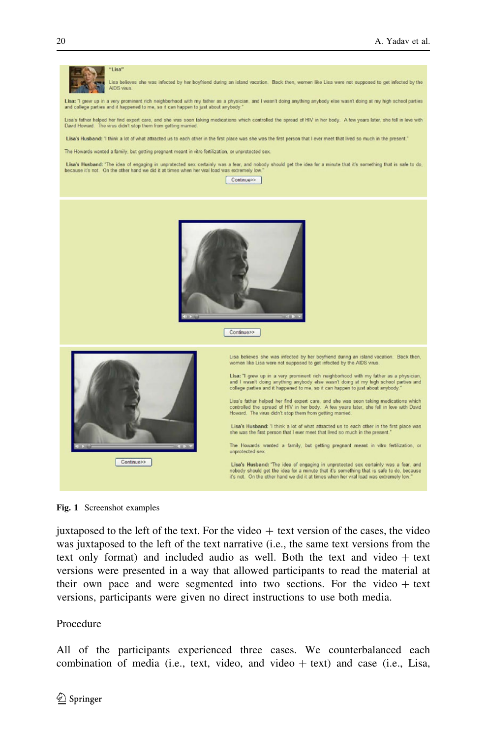**Fig. 1** Screenshot examples

juxtaposed to the left of the text. For the video + text version of the cases, the video was juxtaposed to the left of the text narrative (i.e., the same text versions from the text only format) and included audio as well. Both the text and video + text versions were presented in a way that allowed participants to read the material at their own pace and were segmented into two sections. For the video + text versions, participants were given no direct instructions to use both media.

## Procedure

All of the participants experienced three cases. We counterbalanced each combination of media (i.e., text, video, and video + text) and case (i.e., Lisa,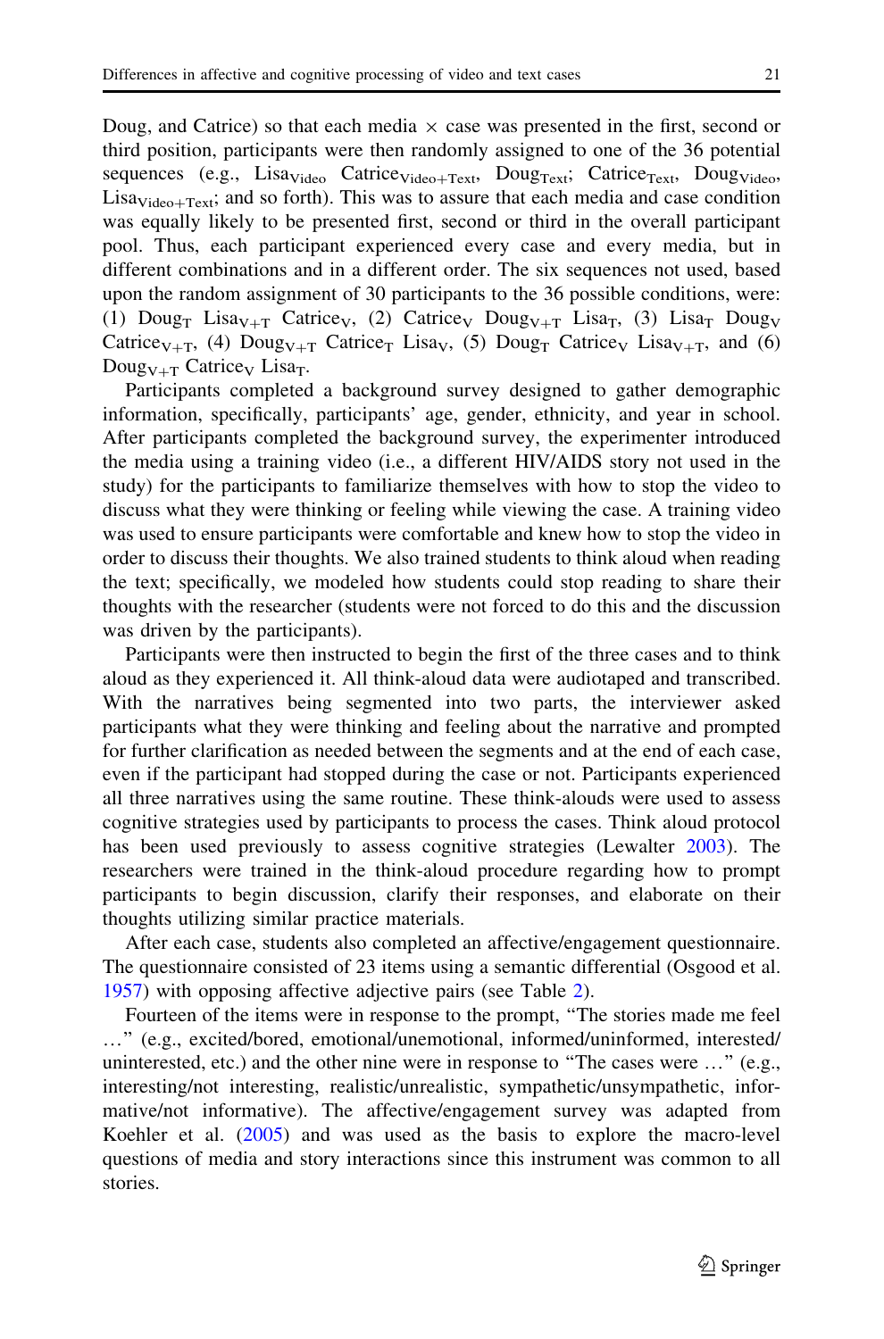Doug, and Catrice) so that each media × case was presented in the first, second or third position, participants were then randomly assigned to one of the 36 potential sequences (e.g., $\text{Lisa}_{\text{Video}}$ $\text{Catrice}_{\text{Video+Text}}$, $\text{Doug}_{\text{Text}}$; $\text{Catrice}_{\text{Text}}$, $\text{Doug}_{\text{Video}}$, $\text{Lisa}_{\text{Video+Text}}$; and so forth). This was to assure that each media and case condition was equally likely to be presented first, second or third in the overall participant pool. Thus, each participant experienced every case and every media, but in different combinations and in a different order. The six sequences not used, based upon the random assignment of 30 participants to the 36 possible conditions, were: (1) $\text{Doug}_{\text{T}}$ $\text{Lisa}_{\text{V+T}}$ $\text{Catrice}_{\text{V}}$, (2) $\text{Catrice}_{\text{V}}$ $\text{Doug}_{\text{V+T}}$ $\text{Lisa}_{\text{T}}$, (3) $\text{Lisa}_{\text{T}}$ $\text{Doug}_{\text{V}}$ $\text{Catrice}_{\text{V+T}}$, (4) $\text{Doug}_{\text{V+T}}$ $\text{Catrice}_{\text{T}}$ $\text{Lisa}_{\text{V}}$, (5) $\text{Doug}_{\text{T}}$ $\text{Catrice}_{\text{V}}$ $\text{Lisa}_{\text{V+T}}$, and (6) $\text{Doug}_{\text{V+T}}$ $\text{Catrice}_{\text{V}}$ $\text{Lisa}_{\text{T}}$.

Participants completed a background survey designed to gather demographic information, specifically, participants' age, gender, ethnicity, and year in school. After participants completed the background survey, the experimenter introduced the media using a training video (i.e., a different HIV/AIDS story not used in the study) for the participants to familiarize themselves with how to stop the video to discuss what they were thinking or feeling while viewing the case. A training video was used to ensure participants were comfortable and knew how to stop the video in order to discuss their thoughts. We also trained students to think aloud when reading the text; specifically, we modeled how students could stop reading to share their thoughts with the researcher (students were not forced to do this and the discussion was driven by the participants).

Participants were then instructed to begin the first of the three cases and to think aloud as they experienced it. All think-aloud data were audiotaped and transcribed. With the narratives being segmented into two parts, the interviewer asked participants what they were thinking and feeling about the narrative and prompted for further clarification as needed between the segments and at the end of each case, even if the participant had stopped during the case or not. Participants experienced all three narratives using the same routine. These think-alouds were used to assess cognitive strategies used by participants to process the cases. Think aloud protocol has been used previously to assess cognitive strategies (Lewalter 2003). The researchers were trained in the think-aloud procedure regarding how to prompt participants to begin discussion, clarify their responses, and elaborate on their thoughts utilizing similar practice materials.

After each case, students also completed an affective/engagement questionnaire. The questionnaire consisted of 23 items using a semantic differential (Osgood et al. 1957) with opposing affective adjective pairs (see Table 2).

Fourteen of the items were in response to the prompt, "The stories made me feel …" (e.g., excited/bored, emotional/unemotional, informed/uninformed, interested/uninterested, etc.) and the other nine were in response to "The cases were …" (e.g., interesting/not interesting, realistic/unrealistic, sympathetic/unsympathetic, informative/not informative). The affective/engagement survey was adapted from Koehler et al. (2005) and was used as the basis to explore the macro-level questions of media and story interactions since this instrument was common to all stories.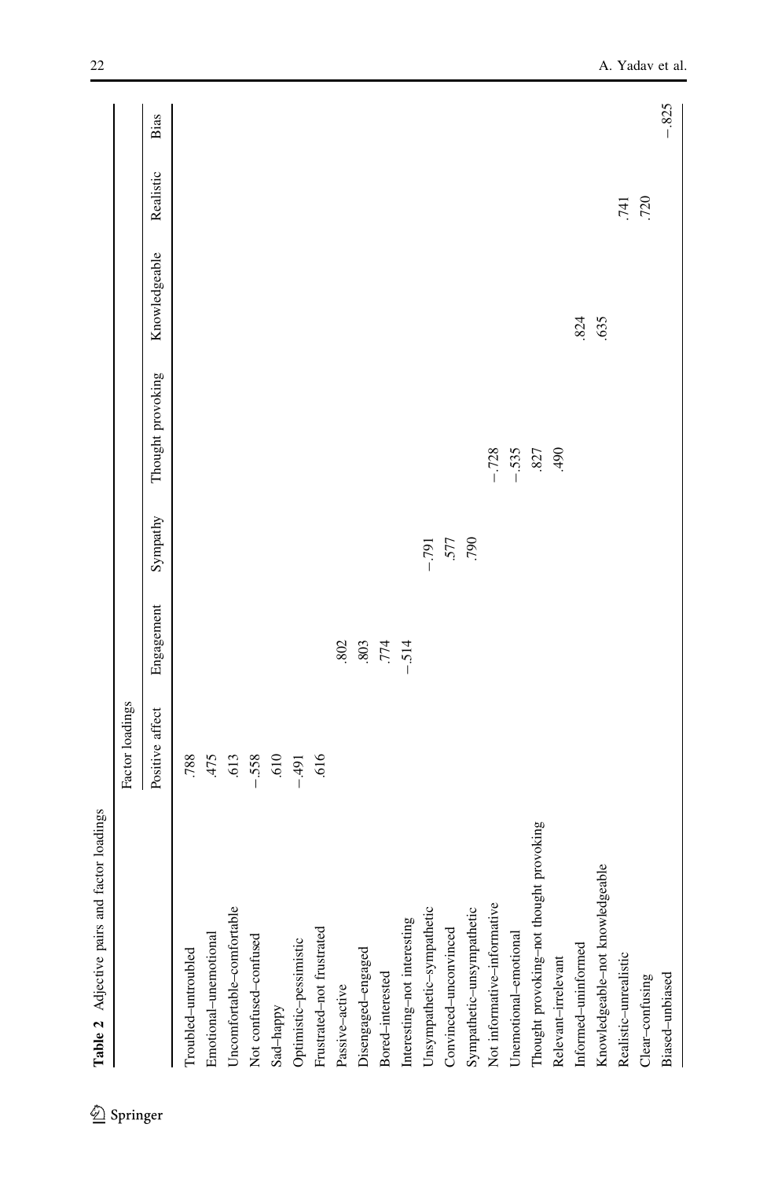**Table 2** Adjective pairs and factor loadings

| | Factor loadings | | | | | | |
|---|---|---|---|---|---|---|---|
| | Positive affect | Engagement | Sympathy | Thought provoking | Knowledgeable | Realistic | Bias |
| Troubled–untroubled | .788 | | | | | | |
| Emotional–unemotional | .475 | | | | | | |
| Uncomfortable–comfortable | .613 | | | | | | |
| Not confused–confused | −.558 | | | | | | |
| Sad–happy | .610 | | | | | | |
| Optimistic–pessimistic | −.491 | | | | | | |
| Frustrated–not frustrated | .616 | | | | | | |
| Passive–active | | .802 | | | | | |
| Disengaged–engaged | | .803 | | | | | |
| Bored–interested | | .774 | | | | | |
| Interesting–not interesting | | −.514 | | | | | |
| Unsympathetic–sympathetic | | | −.791 | | | | |
| Convinced–unconvinced | | | .577 | | | | |
| Sympathetic–unsympathetic | | | .790 | | | | |
| Not informative–informative | | | | −.728 | | | |
| Unemotional–emotional | | | | −.535 | | | |
| Thought provoking–not thought provoking | | | | .827 | | | |
| Relevant–irrelevant | | | | .490 | | | |
| Informed–uninformed | | | | | .824 | | |
| Knowledgeable–not knowledgeable | | | | | .635 | | |
| Realistic–unrealistic | | | | | | .741 | |
| Clear–confusing | | | | | | .720 | |
| Biased–unbiased | | | | | | | −.825 |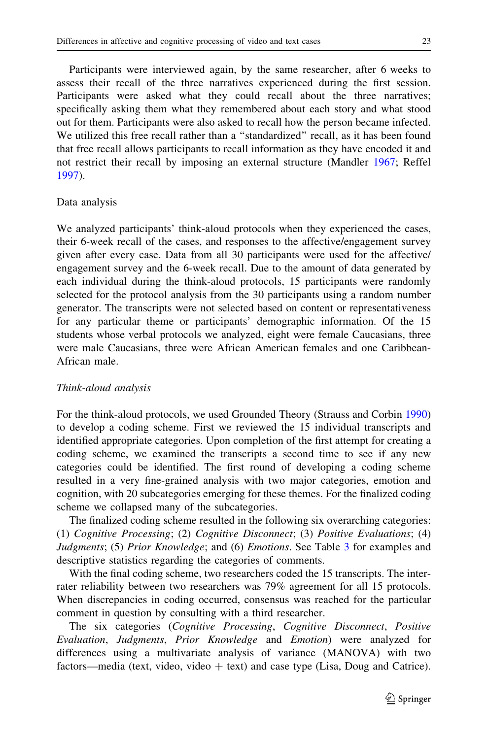Participants were interviewed again, by the same researcher, after 6 weeks to assess their recall of the three narratives experienced during the first session. Participants were asked what they could recall about the three narratives; specifically asking them what they remembered about each story and what stood out for them. Participants were also asked to recall how the person became infected. We utilized this free recall rather than a "standardized" recall, as it has been found that free recall allows participants to recall information as they have encoded it and not restrict their recall by imposing an external structure (Mandler 1967; Reffel 1997).

## Data analysis

We analyzed participants' think-aloud protocols when they experienced the cases, their 6-week recall of the cases, and responses to the affective/engagement survey given after every case. Data from all 30 participants were used for the affective/engagement survey and the 6-week recall. Due to the amount of data generated by each individual during the think-aloud protocols, 15 participants were randomly selected for the protocol analysis from the 30 participants using a random number generator. The transcripts were not selected based on content or representativeness for any particular theme or participants' demographic information. Of the 15 students whose verbal protocols we analyzed, eight were female Caucasians, three were male Caucasians, three were African American females and one Caribbean-African male.

### *Think-aloud analysis*

For the think-aloud protocols, we used Grounded Theory (Strauss and Corbin 1990) to develop a coding scheme. First we reviewed the 15 individual transcripts and identified appropriate categories. Upon completion of the first attempt for creating a coding scheme, we examined the transcripts a second time to see if any new categories could be identified. The first round of developing a coding scheme resulted in a very fine-grained analysis with two major categories, emotion and cognition, with 20 subcategories emerging for these themes. For the finalized coding scheme we collapsed many of the subcategories.

The finalized coding scheme resulted in the following six overarching categories: (1) *Cognitive Processing*; (2) *Cognitive Disconnect*; (3) *Positive Evaluations*; (4) *Judgments*; (5) *Prior Knowledge*; and (6) *Emotions*. See Table 3 for examples and descriptive statistics regarding the categories of comments.

With the final coding scheme, two researchers coded the 15 transcripts. The inter-rater reliability between two researchers was 79% agreement for all 15 protocols. When discrepancies in coding occurred, consensus was reached for the particular comment in question by consulting with a third researcher.

The six categories (*Cognitive Processing*, *Cognitive Disconnect*, *Positive Evaluation*, *Judgments*, *Prior Knowledge* and *Emotion*) were analyzed for differences using a multivariate analysis of variance (MANOVA) with two factors—media (text, video, video + text) and case type (Lisa, Doug and Catrice).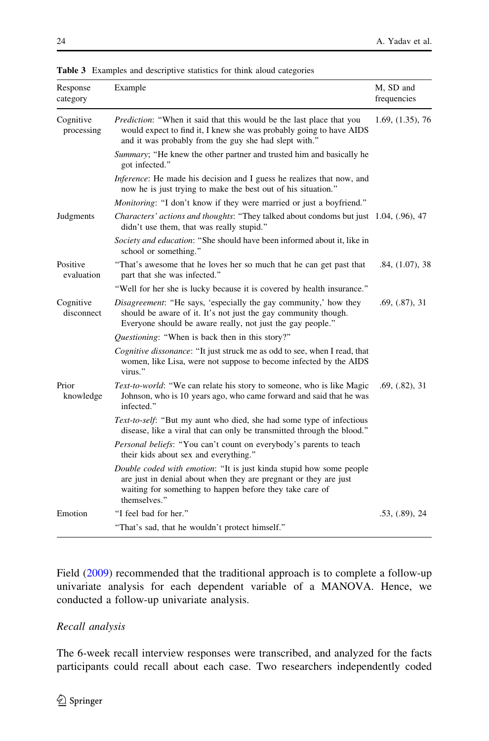**Table 3** Examples and descriptive statistics for think aloud categories

| Response category | Example | M, SD and frequencies |
|---|---|---|
| Cognitive processing | *Prediction*: "When it said that this would be the last place that you would expect to find it, I knew she was probably going to have AIDS and it was probably from the guy she had slept with." | 1.69, (1.35), 76 |
| | *Summary*; "He knew the other partner and trusted him and basically he got infected." | |
| | *Inference*: He made his decision and I guess he realizes that now, and now he is just trying to make the best out of his situation." | |
| | *Monitoring*: "I don't know if they were married or just a boyfriend." | |
| Judgments | *Characters' actions and thoughts*: "They talked about condoms but just didn't use them, that was really stupid." | 1.04, (.96), 47 |
| | *Society and education*: "She should have been informed about it, like in school or something." | |
| Positive evaluation | "That's awesome that he loves her so much that he can get past that part that she was infected." | .84, (1.07), 38 |
| | "Well for her she is lucky because it is covered by health insurance." | |
| Cognitive disconnect | *Disagreement*: "He says, 'especially the gay community,' how they should be aware of it. It's not just the gay community though. Everyone should be aware really, not just the gay people." | .69, (.87), 31 |
| | *Questioning*: "When is back then in this story?" | |
| | *Cognitive dissonance*: "It just struck me as odd to see, when I read, that women, like Lisa, were not suppose to become infected by the AIDS virus." | |
| Prior knowledge | *Text-to-world*: "We can relate his story to someone, who is like Magic Johnson, who is 10 years ago, who came forward and said that he was infected." | .69, (.82), 31 |
| | *Text-to-self*: "But my aunt who died, she had some type of infectious disease, like a viral that can only be transmitted through the blood." | |
| | *Personal beliefs*: "You can't count on everybody's parents to teach their kids about sex and everything." | |
| | *Double coded with emotion*: "It is just kinda stupid how some people are just in denial about when they are pregnant or they are just waiting for something to happen before they take care of themselves." | |
| Emotion | "I feel bad for her." | .53, (.89), 24 |
| | "That's sad, that he wouldn't protect himself." | |

Field (2009) recommended that the traditional approach is to complete a follow-up univariate analysis for each dependent variable of a MANOVA. Hence, we conducted a follow-up univariate analysis.

### *Recall analysis*

The 6-week recall interview responses were transcribed, and analyzed for the facts participants could recall about each case. Two researchers independently coded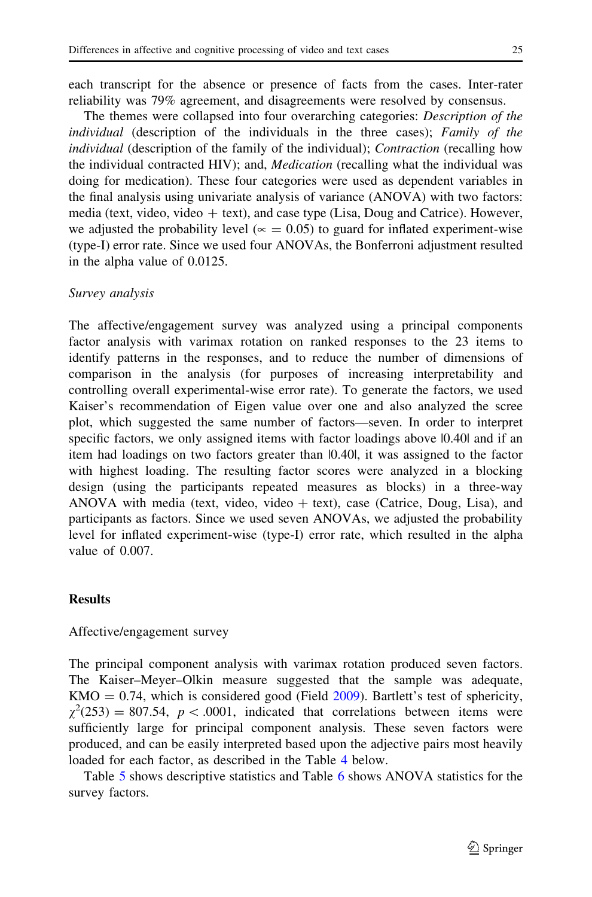each transcript for the absence or presence of facts from the cases. Inter-rater reliability was 79% agreement, and disagreements were resolved by consensus.

The themes were collapsed into four overarching categories: *Description of the individual* (description of the individuals in the three cases); *Family of the individual* (description of the family of the individual); *Contraction* (recalling how the individual contracted HIV); and, *Medication* (recalling what the individual was doing for medication). These four categories were used as dependent variables in the final analysis using univariate analysis of variance (ANOVA) with two factors: media (text, video, video + text), and case type (Lisa, Doug and Catrice). However, we adjusted the probability level ($\propto = 0.05$) to guard for inflated experiment-wise (type-I) error rate. Since we used four ANOVAs, the Bonferroni adjustment resulted in the alpha value of 0.0125.

*Survey analysis*

The affective/engagement survey was analyzed using a principal components factor analysis with varimax rotation on ranked responses to the 23 items to identify patterns in the responses, and to reduce the number of dimensions of comparison in the analysis (for purposes of increasing interpretability and controlling overall experimental-wise error rate). To generate the factors, we used Kaiser's recommendation of Eigen value over one and also analyzed the scree plot, which suggested the same number of factors—seven. In order to interpret specific factors, we only assigned items with factor loadings above |0.40| and if an item had loadings on two factors greater than |0.40|, it was assigned to the factor with highest loading. The resulting factor scores were analyzed in a blocking design (using the participants repeated measures as blocks) in a three-way ANOVA with media (text, video, video + text), case (Catrice, Doug, Lisa), and participants as factors. Since we used seven ANOVAs, we adjusted the probability level for inflated experiment-wise (type-I) error rate, which resulted in the alpha value of 0.007.

## Results

Affective/engagement survey

The principal component analysis with varimax rotation produced seven factors. The Kaiser–Meyer–Olkin measure suggested that the sample was adequate, KMO = 0.74, which is considered good (Field 2009). Bartlett's test of sphericity, $\chi^2(253) = 807.54$, $p < .0001$, indicated that correlations between items were sufficiently large for principal component analysis. These seven factors were produced, and can be easily interpreted based upon the adjective pairs most heavily loaded for each factor, as described in the Table 4 below.

Table 5 shows descriptive statistics and Table 6 shows ANOVA statistics for the survey factors.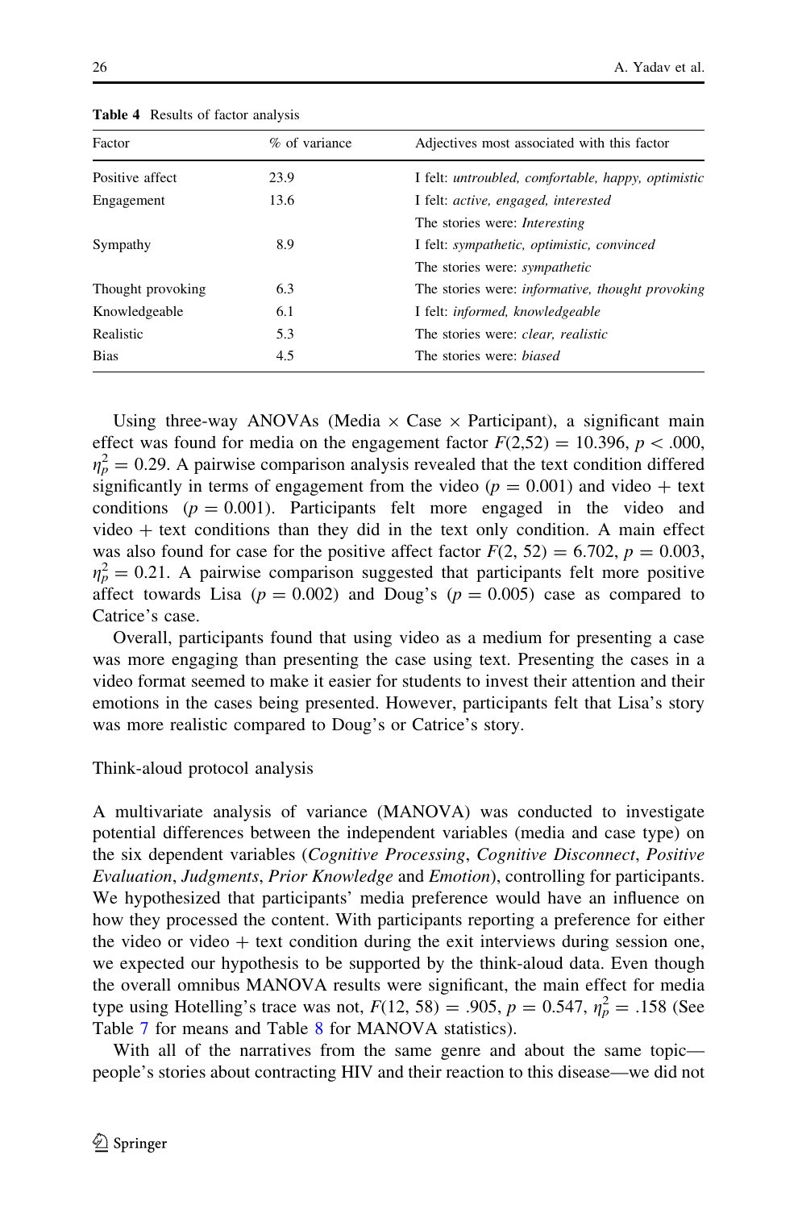**Table 4** Results of factor analysis

| Factor | % of variance | Adjectives most associated with this factor |
|---|---|---|
| Positive affect | 23.9 | I felt: *untroubled, comfortable, happy, optimistic* |
| Engagement | 13.6 | I felt: *active, engaged, interested* |
| | | The stories were: *Interesting* |
| Sympathy | 8.9 | I felt: *sympathetic, optimistic, convinced* |
| | | The stories were: *sympathetic* |
| Thought provoking | 6.3 | The stories were: *informative, thought provoking* |
| Knowledgeable | 6.1 | I felt: *informed, knowledgeable* |
| Realistic | 5.3 | The stories were: *clear, realistic* |
| Bias | 4.5 | The stories were: *biased* |

Using three-way ANOVAs (Media × Case × Participant), a significant main effect was found for media on the engagement factor $F(2,52) = 10.396$, $p < .000$, $\eta_p^2 = 0.29$. A pairwise comparison analysis revealed that the text condition differed significantly in terms of engagement from the video ($p = 0.001$) and video + text conditions ($p = 0.001$). Participants felt more engaged in the video and video + text conditions than they did in the text only condition. A main effect was also found for case for the positive affect factor $F(2, 52) = 6.702$, $p = 0.003$, $\eta_p^2 = 0.21$. A pairwise comparison suggested that participants felt more positive affect towards Lisa ($p = 0.002$) and Doug's ($p = 0.005$) case as compared to Catrice's case.

Overall, participants found that using video as a medium for presenting a case was more engaging than presenting the case using text. Presenting the cases in a video format seemed to make it easier for students to invest their attention and their emotions in the cases being presented. However, participants felt that Lisa's story was more realistic compared to Doug's or Catrice's story.

Think-aloud protocol analysis

A multivariate analysis of variance (MANOVA) was conducted to investigate potential differences between the independent variables (media and case type) on the six dependent variables (*Cognitive Processing*, *Cognitive Disconnect*, *Positive Evaluation*, *Judgments*, *Prior Knowledge* and *Emotion*), controlling for participants. We hypothesized that participants' media preference would have an influence on how they processed the content. With participants reporting a preference for either the video or video + text condition during the exit interviews during session one, we expected our hypothesis to be supported by the think-aloud data. Even though the overall omnibus MANOVA results were significant, the main effect for media type using Hotelling's trace was not, $F(12, 58) = .905$, $p = 0.547$, $\eta_p^2 = .158$ (See Table 7 for means and Table 8 for MANOVA statistics).

With all of the narratives from the same genre and about the same topic—people's stories about contracting HIV and their reaction to this disease—we did not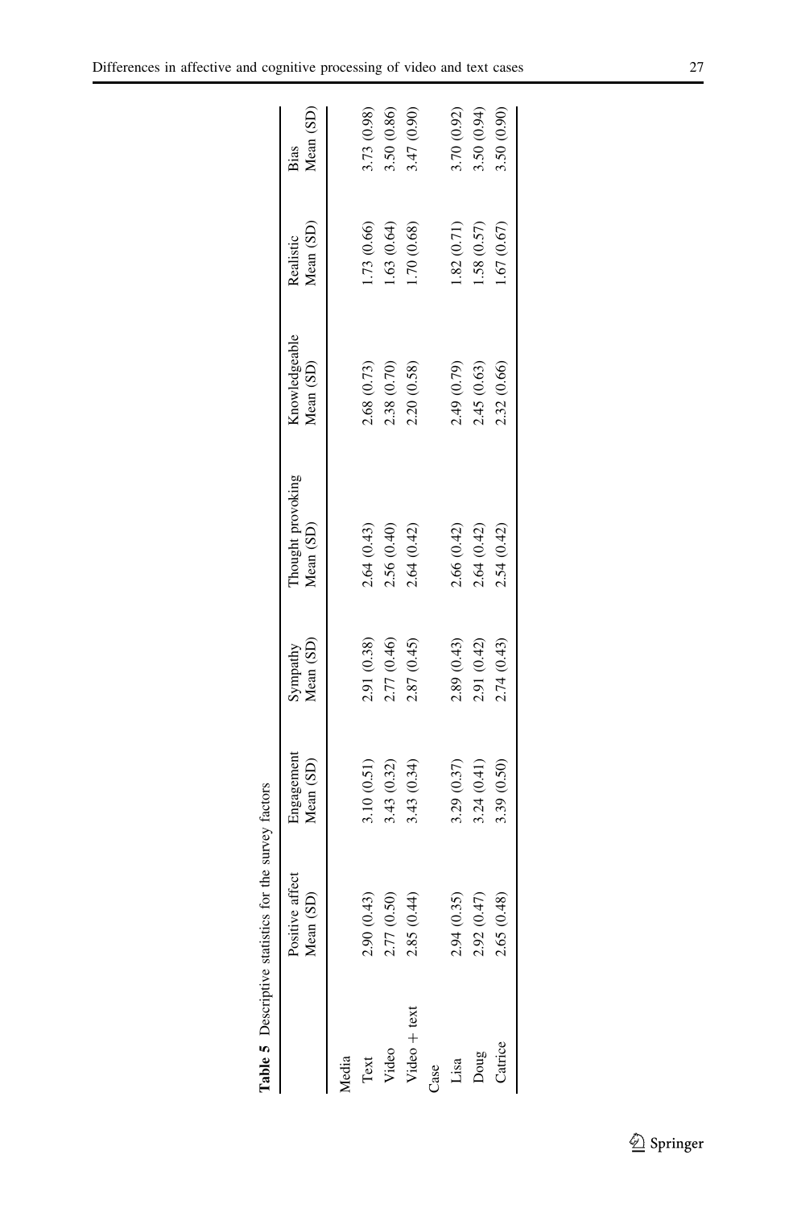**Table 5** Descriptive statistics for the survey factors

| | Positive affect Mean (SD) | Engagement Mean (SD) | Sympathy Mean (SD) | Thought provoking Mean (SD) | Knowledgeable Mean (SD) | Realistic Mean (SD) | Bias Mean (SD) |
|---|---|---|---|---|---|---|---|
| Media | | | | | | | |
| Text | 2.90 (0.43) | 3.10 (0.51) | 2.91 (0.38) | 2.64 (0.43) | 2.68 (0.73) | 1.73 (0.66) | 3.73 (0.98) |
| Video | 2.77 (0.50) | 3.43 (0.32) | 2.77 (0.46) | 2.56 (0.40) | 2.38 (0.70) | 1.63 (0.64) | 3.50 (0.86) |
| Video + text | 2.85 (0.44) | 3.43 (0.34) | 2.87 (0.45) | 2.64 (0.42) | 2.20 (0.58) | 1.70 (0.68) | 3.47 (0.90) |
| Case | | | | | | | |
| Lisa | 2.94 (0.35) | 3.29 (0.37) | 2.89 (0.43) | 2.66 (0.42) | 2.49 (0.79) | 1.82 (0.71) | 3.70 (0.92) |
| Doug | 2.92 (0.47) | 3.24 (0.41) | 2.91 (0.42) | 2.64 (0.42) | 2.45 (0.63) | 1.58 (0.57) | 3.50 (0.94) |
| Catrice | 2.65 (0.48) | 3.39 (0.50) | 2.74 (0.43) | 2.54 (0.42) | 2.32 (0.66) | 1.67 (0.67) | 3.50 (0.90) |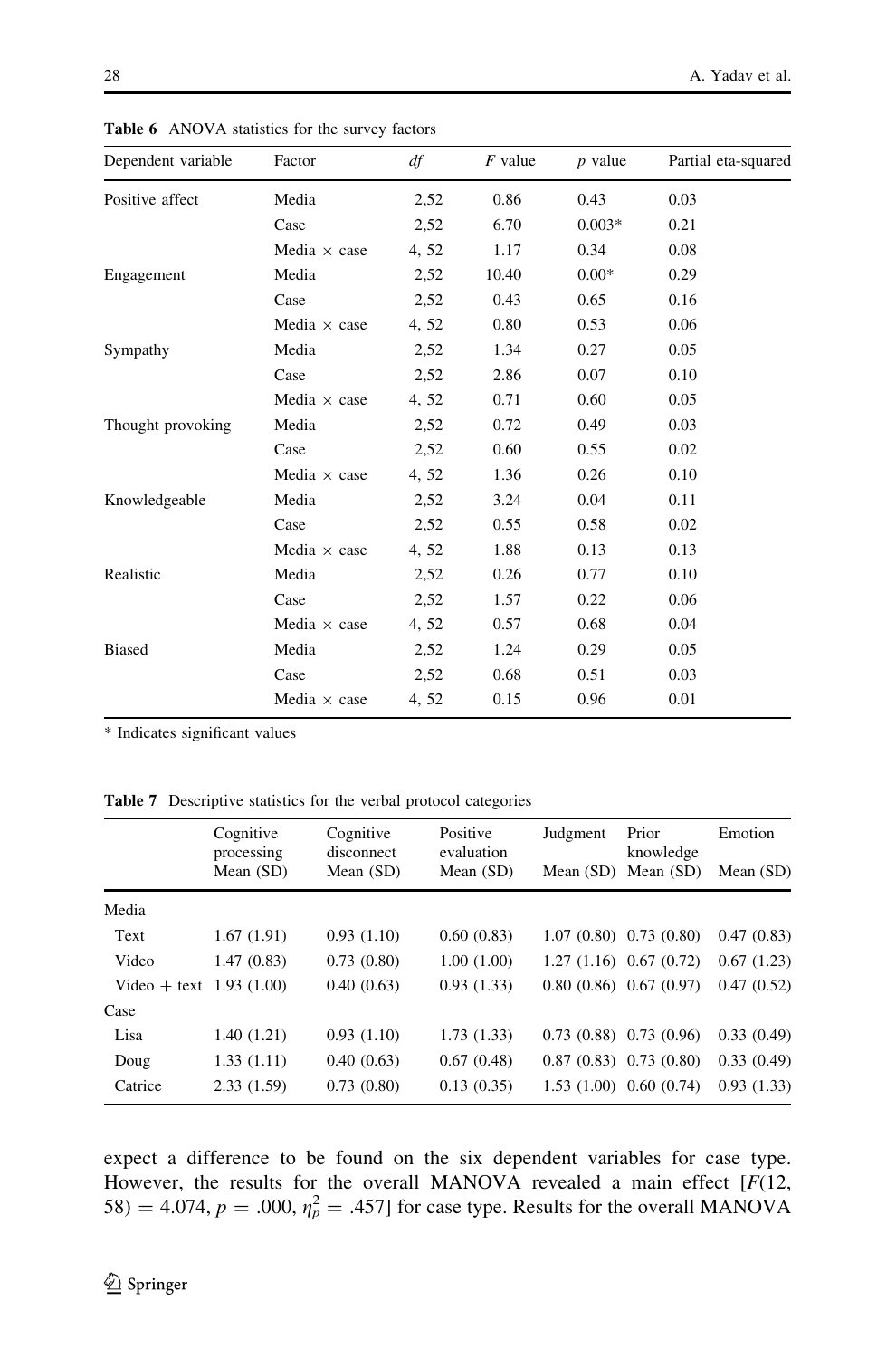**Table 6** ANOVA statistics for the survey factors

| Dependent variable | Factor | *df* | *F* value | *p* value | Partial eta-squared |
|---|---|---|---|---|---|
| Positive affect | Media | 2,52 | 0.86 | 0.43 | 0.03 |
| | Case | 2,52 | 6.70 | 0.003* | 0.21 |
| | Media × case | 4, 52 | 1.17 | 0.34 | 0.08 |
| Engagement | Media | 2,52 | 10.40 | 0.00* | 0.29 |
| | Case | 2,52 | 0.43 | 0.65 | 0.16 |
| | Media × case | 4, 52 | 0.80 | 0.53 | 0.06 |
| Sympathy | Media | 2,52 | 1.34 | 0.27 | 0.05 |
| | Case | 2,52 | 2.86 | 0.07 | 0.10 |
| | Media × case | 4, 52 | 0.71 | 0.60 | 0.05 |
| Thought provoking | Media | 2,52 | 0.72 | 0.49 | 0.03 |
| | Case | 2,52 | 0.60 | 0.55 | 0.02 |
| | Media × case | 4, 52 | 1.36 | 0.26 | 0.10 |
| Knowledgeable | Media | 2,52 | 3.24 | 0.04 | 0.11 |
| | Case | 2,52 | 0.55 | 0.58 | 0.02 |
| | Media × case | 4, 52 | 1.88 | 0.13 | 0.13 |
| Realistic | Media | 2,52 | 0.26 | 0.77 | 0.10 |
| | Case | 2,52 | 1.57 | 0.22 | 0.06 |
| | Media × case | 4, 52 | 0.57 | 0.68 | 0.04 |
| Biased | Media | 2,52 | 1.24 | 0.29 | 0.05 |
| | Case | 2,52 | 0.68 | 0.51 | 0.03 |
| | Media × case | 4, 52 | 0.15 | 0.96 | 0.01 |

\* Indicates significant values

**Table 7** Descriptive statistics for the verbal protocol categories

| | Cognitive processing Mean (SD) | Cognitive disconnect Mean (SD) | Positive evaluation Mean (SD) | Judgment Mean (SD) | Prior knowledge Mean (SD) | Emotion Mean (SD) |
|---|---|---|---|---|---|---|
| Media | | | | | | |
| Text | 1.67 (1.91) | 0.93 (1.10) | 0.60 (0.83) | 1.07 (0.80) | 0.73 (0.80) | 0.47 (0.83) |
| Video | 1.47 (0.83) | 0.73 (0.80) | 1.00 (1.00) | 1.27 (1.16) | 0.67 (0.72) | 0.67 (1.23) |
| Video + text | 1.93 (1.00) | 0.40 (0.63) | 0.93 (1.33) | 0.80 (0.86) | 0.67 (0.97) | 0.47 (0.52) |
| Case | | | | | | |
| Lisa | 1.40 (1.21) | 0.93 (1.10) | 1.73 (1.33) | 0.73 (0.88) | 0.73 (0.96) | 0.33 (0.49) |
| Doug | 1.33 (1.11) | 0.40 (0.63) | 0.67 (0.48) | 0.87 (0.83) | 0.73 (0.80) | 0.33 (0.49) |
| Catrice | 2.33 (1.59) | 0.73 (0.80) | 0.13 (0.35) | 1.53 (1.00) | 0.60 (0.74) | 0.93 (1.33) |

expect a difference to be found on the six dependent variables for case type. However, the results for the overall MANOVA revealed a main effect [$F(12, 58) = 4.074$, $p = .000$, $\eta_p^2 = .457$] for case type. Results for the overall MANOVA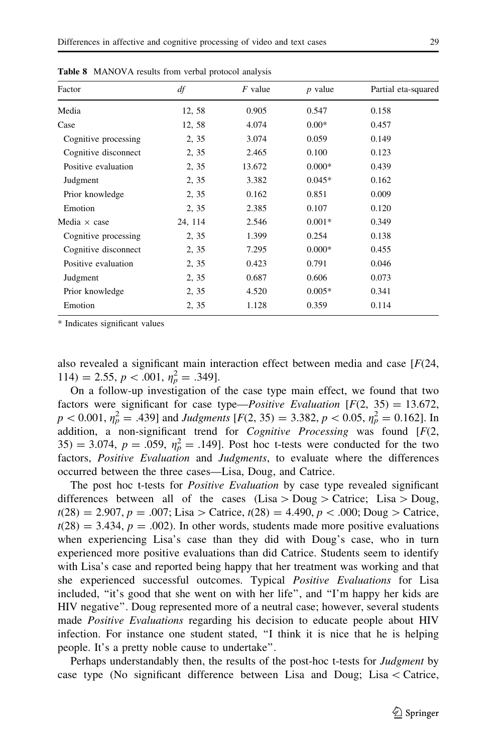**Table 8** MANOVA results from verbal protocol analysis

| Factor | *df* | *F* value | *p* value | Partial eta-squared |
|---|---|---|---|---|
| Media | 12, 58 | 0.905 | 0.547 | 0.158 |
| Case | 12, 58 | 4.074 | 0.00* | 0.457 |
| Cognitive processing | 2, 35 | 3.074 | 0.059 | 0.149 |
| Cognitive disconnect | 2, 35 | 2.465 | 0.100 | 0.123 |
| Positive evaluation | 2, 35 | 13.672 | 0.000* | 0.439 |
| Judgment | 2, 35 | 3.382 | 0.045* | 0.162 |
| Prior knowledge | 2, 35 | 0.162 | 0.851 | 0.009 |
| Emotion | 2, 35 | 2.385 | 0.107 | 0.120 |
| Media × case | 24, 114 | 2.546 | 0.001* | 0.349 |
| Cognitive processing | 2, 35 | 1.399 | 0.254 | 0.138 |
| Cognitive disconnect | 2, 35 | 7.295 | 0.000* | 0.455 |
| Positive evaluation | 2, 35 | 0.423 | 0.791 | 0.046 |
| Judgment | 2, 35 | 0.687 | 0.606 | 0.073 |
| Prior knowledge | 2, 35 | 4.520 | 0.005* | 0.341 |
| Emotion | 2, 35 | 1.128 | 0.359 | 0.114 |

\* Indicates significant values

also revealed a significant main interaction effect between media and case [$F(24, 114) = 2.55$, $p < .001$, $\eta_p^2 = .349$].

On a follow-up investigation of the case type main effect, we found that two factors were significant for case type—*Positive Evaluation* [$F(2, 35) = 13.672$, $p < 0.001$, $\eta_p^2 = .439$] and *Judgments* [$F(2, 35) = 3.382$, $p < 0.05$, $\eta_p^2 = 0.162$]. In addition, a non-significant trend for *Cognitive Processing* was found [$F(2, 35) = 3.074$, $p = .059$, $\eta_p^2 = .149$]. Post hoc t-tests were conducted for the two factors, *Positive Evaluation* and *Judgments*, to evaluate where the differences occurred between the three cases—Lisa, Doug, and Catrice.

The post hoc t-tests for *Positive Evaluation* by case type revealed significant differences between all of the cases (Lisa > Doug > Catrice; Lisa > Doug, $t(28) = 2.907$, $p = .007$; Lisa > Catrice, $t(28) = 4.490$, $p < .000$; Doug > Catrice, $t(28) = 3.434$, $p = .002$). In other words, students made more positive evaluations when experiencing Lisa's case than they did with Doug's case, who in turn experienced more positive evaluations than did Catrice. Students seem to identify with Lisa's case and reported being happy that her treatment was working and that she experienced successful outcomes. Typical *Positive Evaluations* for Lisa included, "it's good that she went on with her life", and "I'm happy her kids are HIV negative". Doug represented more of a neutral case; however, several students made *Positive Evaluations* regarding his decision to educate people about HIV infection. For instance one student stated, "I think it is nice that he is helping people. It's a pretty noble cause to undertake".

Perhaps understandably then, the results of the post-hoc t-tests for *Judgment* by case type (No significant difference between Lisa and Doug; Lisa < Catrice,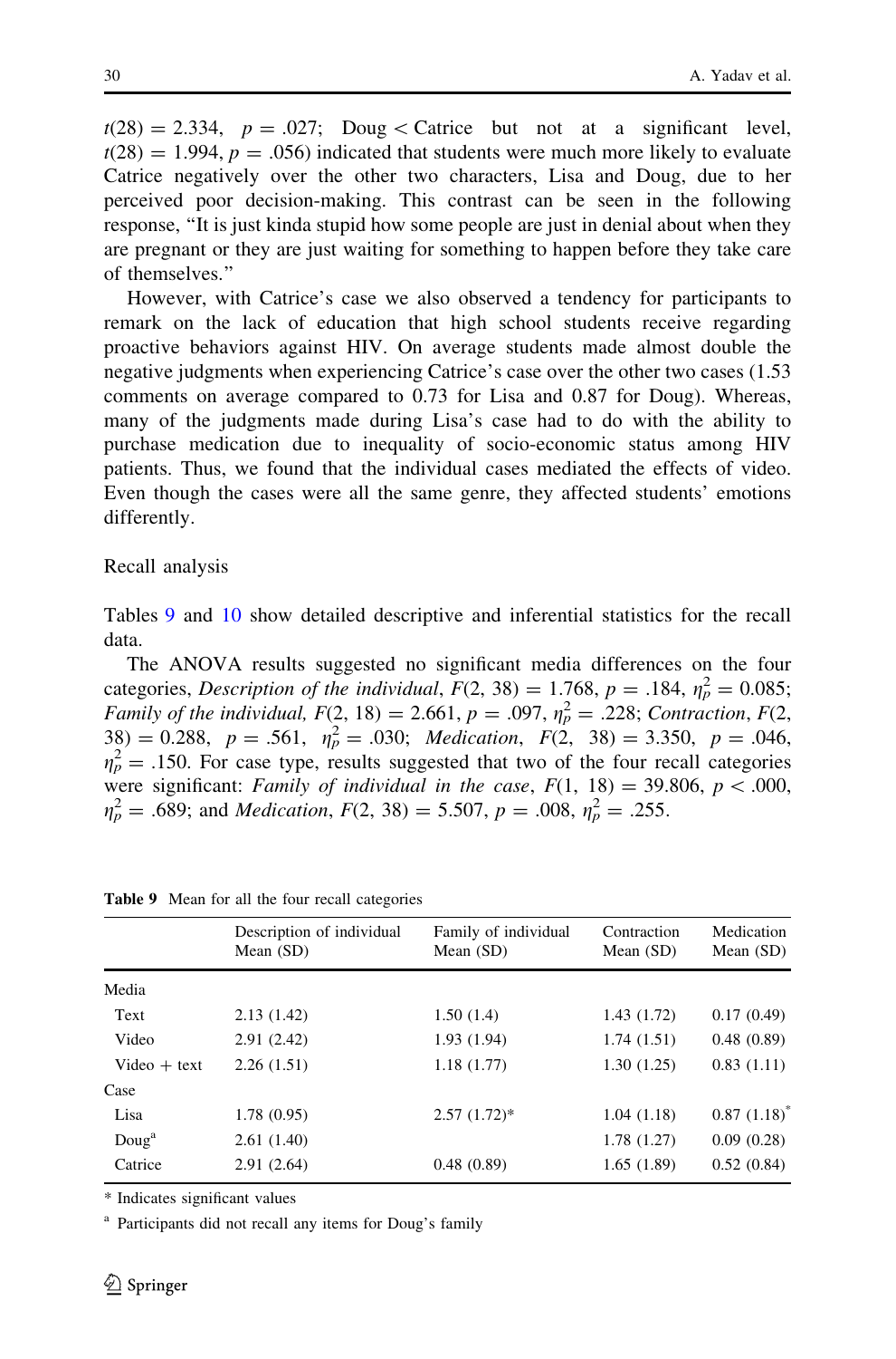$t(28) = 2.334$, $p = .027$; Doug < Catrice but not at a significant level, $t(28) = 1.994$, $p = .056$) indicated that students were much more likely to evaluate Catrice negatively over the other two characters, Lisa and Doug, due to her perceived poor decision-making. This contrast can be seen in the following response, "It is just kinda stupid how some people are just in denial about when they are pregnant or they are just waiting for something to happen before they take care of themselves."

However, with Catrice's case we also observed a tendency for participants to remark on the lack of education that high school students receive regarding proactive behaviors against HIV. On average students made almost double the negative judgments when experiencing Catrice's case over the other two cases (1.53 comments on average compared to 0.73 for Lisa and 0.87 for Doug). Whereas, many of the judgments made during Lisa's case had to do with the ability to purchase medication due to inequality of socio-economic status among HIV patients. Thus, we found that the individual cases mediated the effects of video. Even though the cases were all the same genre, they affected students' emotions differently.

Recall analysis

Tables 9 and 10 show detailed descriptive and inferential statistics for the recall data.

The ANOVA results suggested no significant media differences on the four categories, *Description of the individual*, $F(2, 38) = 1.768$, $p = .184$, $\eta_p^2 = 0.085$; *Family of the individual*, $F(2, 18) = 2.661$, $p = .097$, $\eta_p^2 = .228$; *Contraction*, $F(2, 38) = 0.288$, $p = .561$, $\eta_p^2 = .030$; *Medication*, $F(2, 38) = 3.350$, $p = .046$, $\eta_p^2 = .150$. For case type, results suggested that two of the four recall categories were significant: *Family of individual in the case*, $F(1, 18) = 39.806$, $p < .000$, $\eta_p^2 = .689$; and *Medication*, $F(2, 38) = 5.507$, $p = .008$, $\eta_p^2 = .255$.

**Table 9** Mean for all the four recall categories

| | Description of individual Mean (SD) | Family of individual Mean (SD) | Contraction Mean (SD) | Medication Mean (SD) |
|---|---|---|---|---|
| Media | | | | |
| Text | 2.13 (1.42) | 1.50 (1.4) | 1.43 (1.72) | 0.17 (0.49) |
| Video | 2.91 (2.42) | 1.93 (1.94) | 1.74 (1.51) | 0.48 (0.89) |
| Video + text | 2.26 (1.51) | 1.18 (1.77) | 1.30 (1.25) | 0.83 (1.11) |
| Case | | | | |
| Lisa | 1.78 (0.95) | 2.57 (1.72)* | 1.04 (1.18) | 0.87 (1.18)* |
| Doug[a] | 2.61 (1.40) | | 1.78 (1.27) | 0.09 (0.28) |
| Catrice | 2.91 (2.64) | 0.48 (0.89) | 1.65 (1.89) | 0.52 (0.84) |

\* Indicates significant values

[a] Participants did not recall any items for Doug's family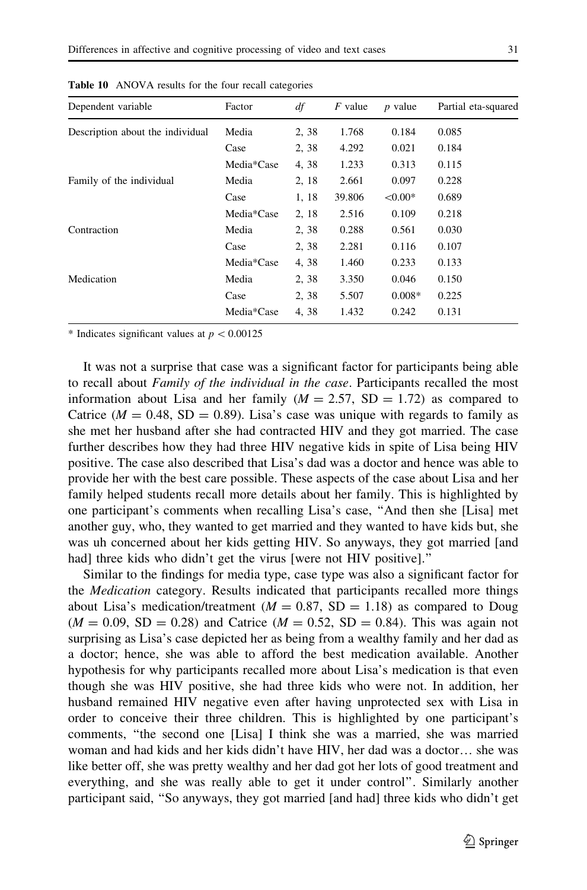**Table 10** ANOVA results for the four recall categories

| Dependent variable | Factor | *df* | *F* value | *p* value | Partial eta-squared |
|---|---|---|---|---|---|
| Description about the individual | Media | 2, 38 | 1.768 | 0.184 | 0.085 |
| | Case | 2, 38 | 4.292 | 0.021 | 0.184 |
| | Media*Case | 4, 38 | 1.233 | 0.313 | 0.115 |
| Family of the individual | Media | 2, 18 | 2.661 | 0.097 | 0.228 |
| | Case | 1, 18 | 39.806 | <0.00* | 0.689 |
| | Media*Case | 2, 18 | 2.516 | 0.109 | 0.218 |
| Contraction | Media | 2, 38 | 0.288 | 0.561 | 0.030 |
| | Case | 2, 38 | 2.281 | 0.116 | 0.107 |
| | Media*Case | 4, 38 | 1.460 | 0.233 | 0.133 |
| Medication | Media | 2, 38 | 3.350 | 0.046 | 0.150 |
| | Case | 2, 38 | 5.507 | 0.008* | 0.225 |
| | Media*Case | 4, 38 | 1.432 | 0.242 | 0.131 |

\* Indicates significant values at $p < 0.00125$

It was not a surprise that case was a significant factor for participants being able to recall about *Family of the individual in the case*. Participants recalled the most information about Lisa and her family ($M = 2.57$, $SD = 1.72$) as compared to Catrice ($M = 0.48$, $SD = 0.89$). Lisa's case was unique with regards to family as she met her husband after she had contracted HIV and they got married. The case further describes how they had three HIV negative kids in spite of Lisa being HIV positive. The case also described that Lisa's dad was a doctor and hence was able to provide her with the best care possible. These aspects of the case about Lisa and her family helped students recall more details about her family. This is highlighted by one participant's comments when recalling Lisa's case, "And then she [Lisa] met another guy, who, they wanted to get married and they wanted to have kids but, she was uh concerned about her kids getting HIV. So anyways, they got married [and had] three kids who didn't get the virus [were not HIV positive]."

Similar to the findings for media type, case type was also a significant factor for the *Medication* category. Results indicated that participants recalled more things about Lisa's medication/treatment ($M = 0.87$, $SD = 1.18$) as compared to Doug ($M = 0.09$, $SD = 0.28$) and Catrice ($M = 0.52$, $SD = 0.84$). This was again not surprising as Lisa's case depicted her as being from a wealthy family and her dad as a doctor; hence, she was able to afford the best medication available. Another hypothesis for why participants recalled more about Lisa's medication is that even though she was HIV positive, she had three kids who were not. In addition, her husband remained HIV negative even after having unprotected sex with Lisa in order to conceive their three children. This is highlighted by one participant's comments, "the second one [Lisa] I think she was a married, she was married woman and had kids and her kids didn't have HIV, her dad was a doctor… she was like better off, she was pretty wealthy and her dad got her lots of good treatment and everything, and she was really able to get it under control". Similarly another participant said, "So anyways, they got married [and had] three kids who didn't get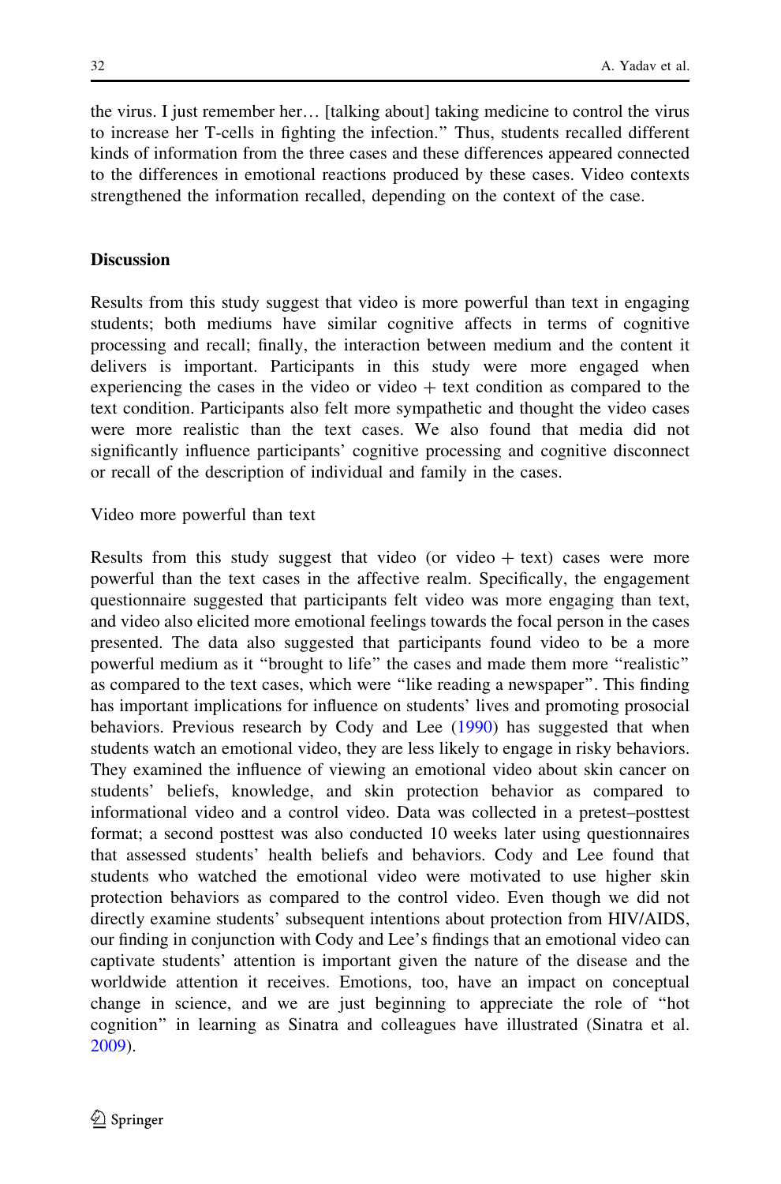the virus. I just remember her… [talking about] taking medicine to control the virus to increase her T-cells in fighting the infection." Thus, students recalled different kinds of information from the three cases and these differences appeared connected to the differences in emotional reactions produced by these cases. Video contexts strengthened the information recalled, depending on the context of the case.

## Discussion

Results from this study suggest that video is more powerful than text in engaging students; both mediums have similar cognitive affects in terms of cognitive processing and recall; finally, the interaction between medium and the content it delivers is important. Participants in this study were more engaged when experiencing the cases in the video or video + text condition as compared to the text condition. Participants also felt more sympathetic and thought the video cases were more realistic than the text cases. We also found that media did not significantly influence participants' cognitive processing and cognitive disconnect or recall of the description of individual and family in the cases.

### Video more powerful than text

Results from this study suggest that video (or video + text) cases were more powerful than the text cases in the affective realm. Specifically, the engagement questionnaire suggested that participants felt video was more engaging than text, and video also elicited more emotional feelings towards the focal person in the cases presented. The data also suggested that participants found video to be a more powerful medium as it "brought to life" the cases and made them more "realistic" as compared to the text cases, which were "like reading a newspaper". This finding has important implications for influence on students' lives and promoting prosocial behaviors. Previous research by Cody and Lee (1990) has suggested that when students watch an emotional video, they are less likely to engage in risky behaviors. They examined the influence of viewing an emotional video about skin cancer on students' beliefs, knowledge, and skin protection behavior as compared to informational video and a control video. Data was collected in a pretest–posttest format; a second posttest was also conducted 10 weeks later using questionnaires that assessed students' health beliefs and behaviors. Cody and Lee found that students who watched the emotional video were motivated to use higher skin protection behaviors as compared to the control video. Even though we did not directly examine students' subsequent intentions about protection from HIV/AIDS, our finding in conjunction with Cody and Lee's findings that an emotional video can captivate students' attention is important given the nature of the disease and the worldwide attention it receives. Emotions, too, have an impact on conceptual change in science, and we are just beginning to appreciate the role of "hot cognition" in learning as Sinatra and colleagues have illustrated (Sinatra et al. 2009).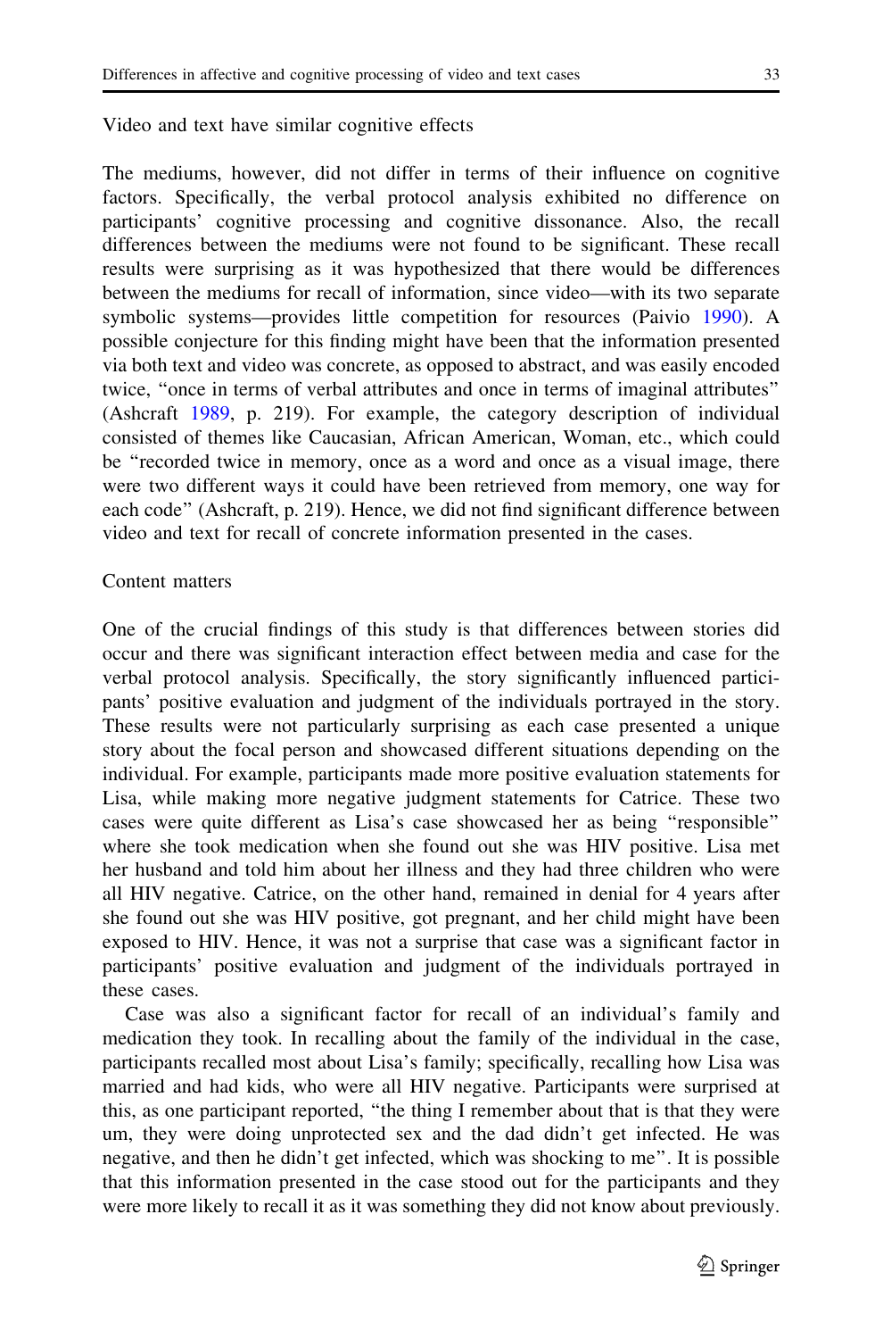### Video and text have similar cognitive effects

The mediums, however, did not differ in terms of their influence on cognitive factors. Specifically, the verbal protocol analysis exhibited no difference on participants' cognitive processing and cognitive dissonance. Also, the recall differences between the mediums were not found to be significant. These recall results were surprising as it was hypothesized that there would be differences between the mediums for recall of information, since video—with its two separate symbolic systems—provides little competition for resources (Paivio 1990). A possible conjecture for this finding might have been that the information presented via both text and video was concrete, as opposed to abstract, and was easily encoded twice, "once in terms of verbal attributes and once in terms of imaginal attributes" (Ashcraft 1989, p. 219). For example, the category description of individual consisted of themes like Caucasian, African American, Woman, etc., which could be "recorded twice in memory, once as a word and once as a visual image, there were two different ways it could have been retrieved from memory, one way for each code" (Ashcraft, p. 219). Hence, we did not find significant difference between video and text for recall of concrete information presented in the cases.

### Content matters

One of the crucial findings of this study is that differences between stories did occur and there was significant interaction effect between media and case for the verbal protocol analysis. Specifically, the story significantly influenced participants' positive evaluation and judgment of the individuals portrayed in the story. These results were not particularly surprising as each case presented a unique story about the focal person and showcased different situations depending on the individual. For example, participants made more positive evaluation statements for Lisa, while making more negative judgment statements for Catrice. These two cases were quite different as Lisa's case showcased her as being "responsible" where she took medication when she found out she was HIV positive. Lisa met her husband and told him about her illness and they had three children who were all HIV negative. Catrice, on the other hand, remained in denial for 4 years after she found out she was HIV positive, got pregnant, and her child might have been exposed to HIV. Hence, it was not a surprise that case was a significant factor in participants' positive evaluation and judgment of the individuals portrayed in these cases.

Case was also a significant factor for recall of an individual's family and medication they took. In recalling about the family of the individual in the case, participants recalled most about Lisa's family; specifically, recalling how Lisa was married and had kids, who were all HIV negative. Participants were surprised at this, as one participant reported, "the thing I remember about that is that they were um, they were doing unprotected sex and the dad didn't get infected. He was negative, and then he didn't get infected, which was shocking to me". It is possible that this information presented in the case stood out for the participants and they were more likely to recall it as it was something they did not know about previously.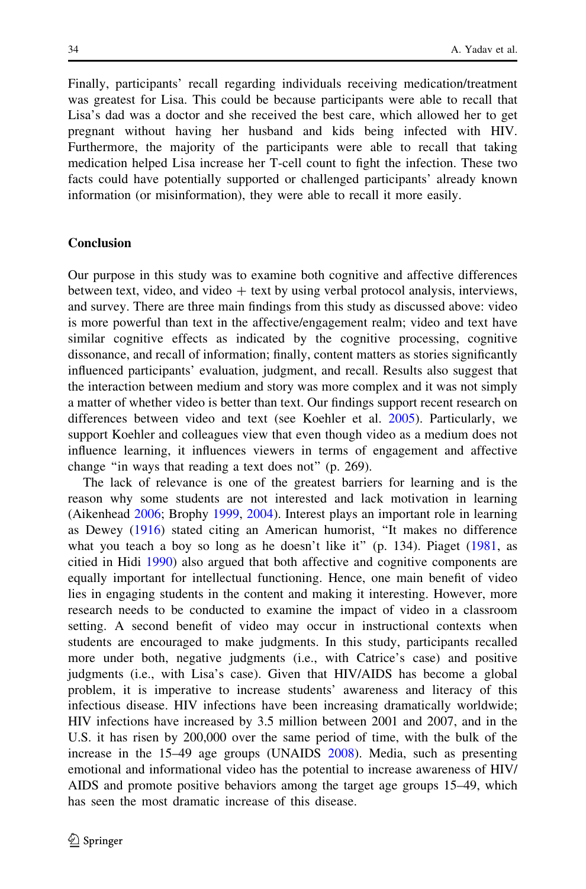Finally, participants' recall regarding individuals receiving medication/treatment was greatest for Lisa. This could be because participants were able to recall that Lisa's dad was a doctor and she received the best care, which allowed her to get pregnant without having her husband and kids being infected with HIV. Furthermore, the majority of the participants were able to recall that taking medication helped Lisa increase her T-cell count to fight the infection. These two facts could have potentially supported or challenged participants' already known information (or misinformation), they were able to recall it more easily.

## Conclusion

Our purpose in this study was to examine both cognitive and affective differences between text, video, and video + text by using verbal protocol analysis, interviews, and survey. There are three main findings from this study as discussed above: video is more powerful than text in the affective/engagement realm; video and text have similar cognitive effects as indicated by the cognitive processing, cognitive dissonance, and recall of information; finally, content matters as stories significantly influenced participants' evaluation, judgment, and recall. Results also suggest that the interaction between medium and story was more complex and it was not simply a matter of whether video is better than text. Our findings support recent research on differences between video and text (see Koehler et al. 2005). Particularly, we support Koehler and colleagues view that even though video as a medium does not influence learning, it influences viewers in terms of engagement and affective change "in ways that reading a text does not" (p. 269).

The lack of relevance is one of the greatest barriers for learning and is the reason why some students are not interested and lack motivation in learning (Aikenhead 2006; Brophy 1999, 2004). Interest plays an important role in learning as Dewey (1916) stated citing an American humorist, "It makes no difference what you teach a boy so long as he doesn't like it" (p. 134). Piaget (1981, as citied in Hidi 1990) also argued that both affective and cognitive components are equally important for intellectual functioning. Hence, one main benefit of video lies in engaging students in the content and making it interesting. However, more research needs to be conducted to examine the impact of video in a classroom setting. A second benefit of video may occur in instructional contexts when students are encouraged to make judgments. In this study, participants recalled more under both, negative judgments (i.e., with Catrice's case) and positive judgments (i.e., with Lisa's case). Given that HIV/AIDS has become a global problem, it is imperative to increase students' awareness and literacy of this infectious disease. HIV infections have been increasing dramatically worldwide; HIV infections have increased by 3.5 million between 2001 and 2007, and in the U.S. it has risen by 200,000 over the same period of time, with the bulk of the increase in the 15–49 age groups (UNAIDS 2008). Media, such as presenting emotional and informational video has the potential to increase awareness of HIV/AIDS and promote positive behaviors among the target age groups 15–49, which has seen the most dramatic increase of this disease.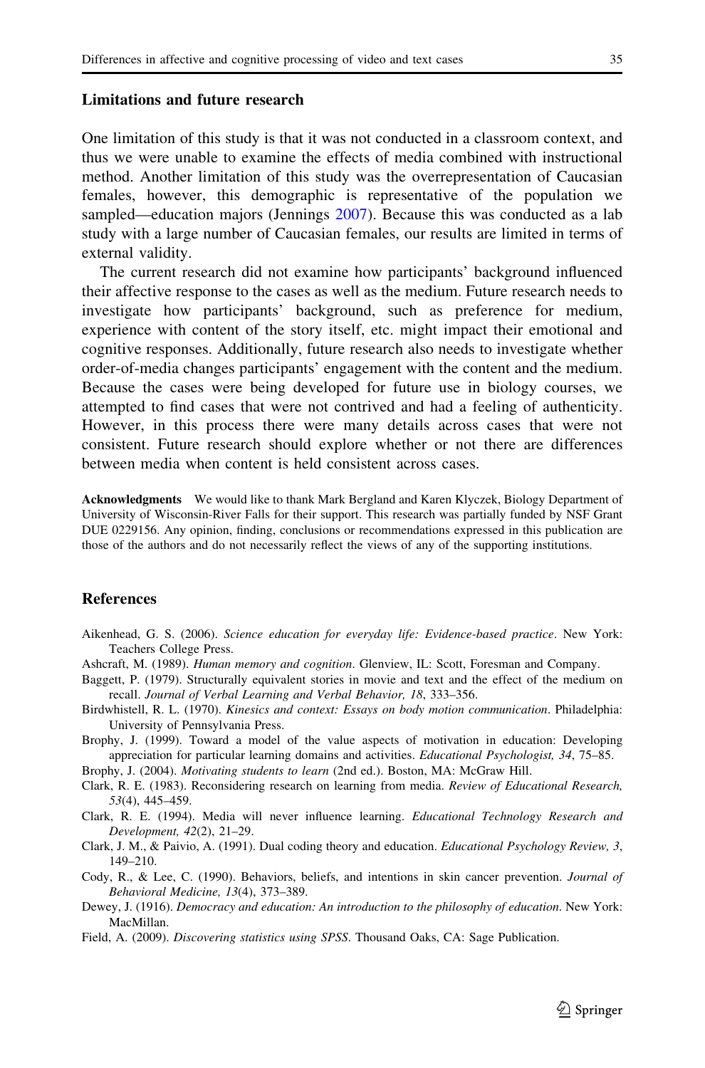## Limitations and future research

One limitation of this study is that it was not conducted in a classroom context, and thus we were unable to examine the effects of media combined with instructional method. Another limitation of this study was the overrepresentation of Caucasian females, however, this demographic is representative of the population we sampled—education majors (Jennings 2007). Because this was conducted as a lab study with a large number of Caucasian females, our results are limited in terms of external validity.

The current research did not examine how participants' background influenced their affective response to the cases as well as the medium. Future research needs to investigate how participants' background, such as preference for medium, experience with content of the story itself, etc. might impact their emotional and cognitive responses. Additionally, future research also needs to investigate whether order-of-media changes participants' engagement with the content and the medium. Because the cases were being developed for future use in biology courses, we attempted to find cases that were not contrived and had a feeling of authenticity. However, in this process there were many details across cases that were not consistent. Future research should explore whether or not there are differences between media when content is held consistent across cases.

**Acknowledgments** We would like to thank Mark Bergland and Karen Klyczek, Biology Department of University of Wisconsin-River Falls for their support. This research was partially funded by NSF Grant DUE 0229156. Any opinion, finding, conclusions or recommendations expressed in this publication are those of the authors and do not necessarily reflect the views of any of the supporting institutions.

## References

Aikenhead, G. S. (2006). *Science education for everyday life: Evidence-based practice*. New York: Teachers College Press.

Ashcraft, M. (1989). *Human memory and cognition*. Glenview, IL: Scott, Foresman and Company.

Baggett, P. (1979). Structurally equivalent stories in movie and text and the effect of the medium on recall. *Journal of Verbal Learning and Verbal Behavior, 18*, 333–356.

Birdwhistell, R. L. (1970). *Kinesics and context: Essays on body motion communication*. Philadelphia: University of Pennsylvania Press.

Brophy, J. (1999). Toward a model of the value aspects of motivation in education: Developing appreciation for particular learning domains and activities. *Educational Psychologist, 34*, 75–85.

Brophy, J. (2004). *Motivating students to learn* (2nd ed.). Boston, MA: McGraw Hill.

Clark, R. E. (1983). Reconsidering research on learning from media. *Review of Educational Research, 53*(4), 445–459.

Clark, R. E. (1994). Media will never influence learning. *Educational Technology Research and Development, 42*(2), 21–29.

Clark, J. M., & Paivio, A. (1991). Dual coding theory and education. *Educational Psychology Review, 3*, 149–210.

Cody, R., & Lee, C. (1990). Behaviors, beliefs, and intentions in skin cancer prevention. *Journal of Behavioral Medicine, 13*(4), 373–389.

Dewey, J. (1916). *Democracy and education: An introduction to the philosophy of education*. New York: MacMillan.

Field, A. (2009). *Discovering statistics using SPSS*. Thousand Oaks, CA: Sage Publication.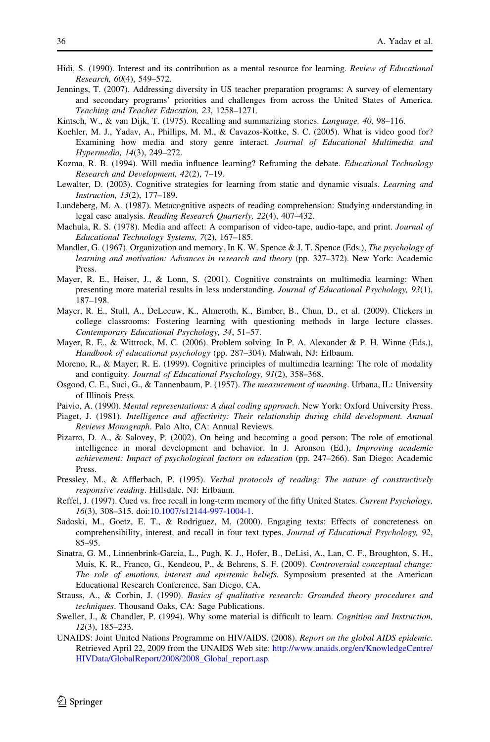Hidi, S. (1990). Interest and its contribution as a mental resource for learning. *Review of Educational Research, 60*(4), 549–572.

Jennings, T. (2007). Addressing diversity in US teacher preparation programs: A survey of elementary and secondary programs' priorities and challenges from across the United States of America. *Teaching and Teacher Education, 23*, 1258–1271.

Kintsch, W., & van Dijk, T. (1975). Recalling and summarizing stories. *Language, 40*, 98–116.

Koehler, M. J., Yadav, A., Phillips, M. M., & Cavazos-Kottke, S. C. (2005). What is video good for? Examining how media and story genre interact. *Journal of Educational Multimedia and Hypermedia, 14*(3), 249–272.

Kozma, R. B. (1994). Will media influence learning? Reframing the debate. *Educational Technology Research and Development, 42*(2), 7–19.

Lewalter, D. (2003). Cognitive strategies for learning from static and dynamic visuals. *Learning and Instruction, 13*(2), 177–189.

Lundeberg, M. A. (1987). Metacognitive aspects of reading comprehension: Studying understanding in legal case analysis. *Reading Research Quarterly, 22*(4), 407–432.

Machula, R. S. (1978). Media and affect: A comparison of video-tape, audio-tape, and print. *Journal of Educational Technology Systems, 7*(2), 167–185.

Mandler, G. (1967). Organization and memory. In K. W. Spence & J. T. Spence (Eds.), *The psychology of learning and motivation: Advances in research and theory* (pp. 327–372). New York: Academic Press.

Mayer, R. E., Heiser, J., & Lonn, S. (2001). Cognitive constraints on multimedia learning: When presenting more material results in less understanding. *Journal of Educational Psychology, 93*(1), 187–198.

Mayer, R. E., Stull, A., DeLeeuw, K., Almeroth, K., Bimber, B., Chun, D., et al. (2009). Clickers in college classrooms: Fostering learning with questioning methods in large lecture classes. *Contemporary Educational Psychology, 34*, 51–57.

Mayer, R. E., & Wittrock, M. C. (2006). Problem solving. In P. A. Alexander & P. H. Winne (Eds.), *Handbook of educational psychology* (pp. 287–304). Mahwah, NJ: Erlbaum.

Moreno, R., & Mayer, R. E. (1999). Cognitive principles of multimedia learning: The role of modality and contiguity. *Journal of Educational Psychology, 91*(2), 358–368.

Osgood, C. E., Suci, G., & Tannenbaum, P. (1957). *The measurement of meaning*. Urbana, IL: University of Illinois Press.

Paivio, A. (1990). *Mental representations: A dual coding approach*. New York: Oxford University Press.

Piaget, J. (1981). *Intelligence and affectivity: Their relationship during child development. Annual Reviews Monograph*. Palo Alto, CA: Annual Reviews.

Pizarro, D. A., & Salovey, P. (2002). On being and becoming a good person: The role of emotional intelligence in moral development and behavior. In J. Aronson (Ed.), *Improving academic achievement: Impact of psychological factors on education* (pp. 247–266). San Diego: Academic Press.

Pressley, M., & Afflerbach, P. (1995). *Verbal protocols of reading: The nature of constructively responsive reading*. Hillsdale, NJ: Erlbaum.

Reffel, J. (1997). Cued vs. free recall in long-term memory of the fifty United States. *Current Psychology, 16*(3), 308–315. doi:10.1007/s12144-997-1004-1.

Sadoski, M., Goetz, E. T., & Rodriguez, M. (2000). Engaging texts: Effects of concreteness on comprehensibility, interest, and recall in four text types. *Journal of Educational Psychology, 92*, 85–95.

Sinatra, G. M., Linnenbrink-Garcia, L., Pugh, K. J., Hofer, B., DeLisi, A., Lan, C. F., Broughton, S. H., Muis, K. R., Franco, G., Kendeou, P., & Behrens, S. F. (2009). *Controversial conceptual change: The role of emotions, interest and epistemic beliefs.* Symposium presented at the American Educational Research Conference, San Diego, CA.

Strauss, A., & Corbin, J. (1990). *Basics of qualitative research: Grounded theory procedures and techniques*. Thousand Oaks, CA: Sage Publications.

Sweller, J., & Chandler, P. (1994). Why some material is difficult to learn. *Cognition and Instruction, 12*(3), 185–233.

UNAIDS: Joint United Nations Programme on HIV/AIDS. (2008). *Report on the global AIDS epidemic.* Retrieved April 22, 2009 from the UNAIDS Web site: http://www.unaids.org/en/KnowledgeCentre/HIVData/GlobalReport/2008/2008_Global_report.asp.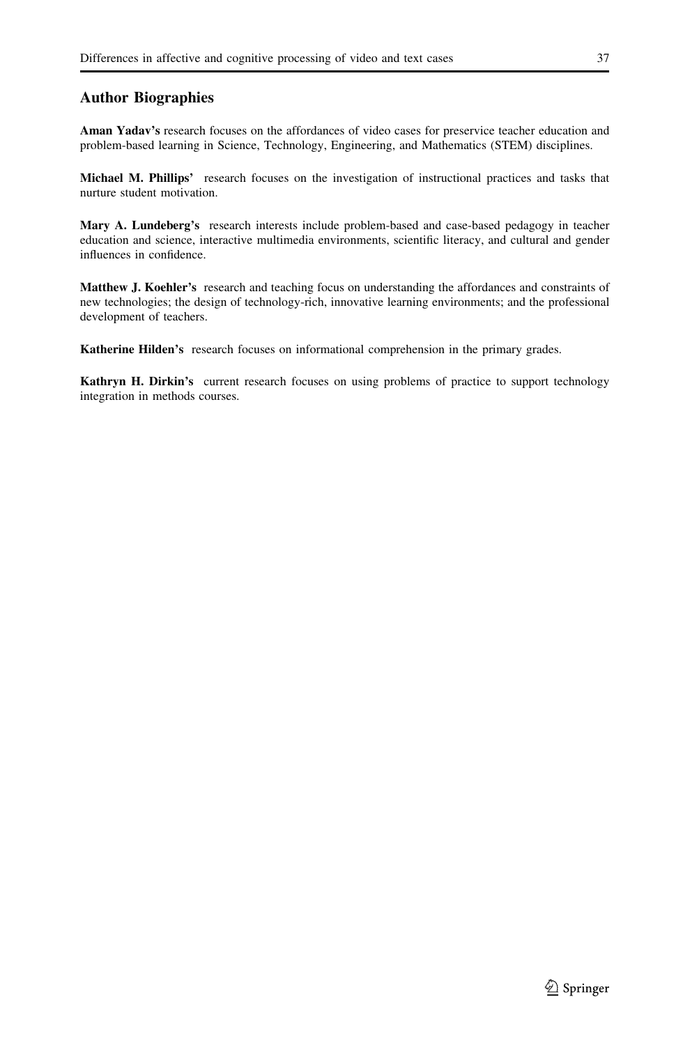## Author Biographies

**Aman Yadav's** research focuses on the affordances of video cases for preservice teacher education and problem-based learning in Science, Technology, Engineering, and Mathematics (STEM) disciplines.

**Michael M. Phillips'** research focuses on the investigation of instructional practices and tasks that nurture student motivation.

**Mary A. Lundeberg's** research interests include problem-based and case-based pedagogy in teacher education and science, interactive multimedia environments, scientific literacy, and cultural and gender influences in confidence.

**Matthew J. Koehler's** research and teaching focus on understanding the affordances and constraints of new technologies; the design of technology-rich, innovative learning environments; and the professional development of teachers.

**Katherine Hilden's** research focuses on informational comprehension in the primary grades.

**Kathryn H. Dirkin's** current research focuses on using problems of practice to support technology integration in methods courses.